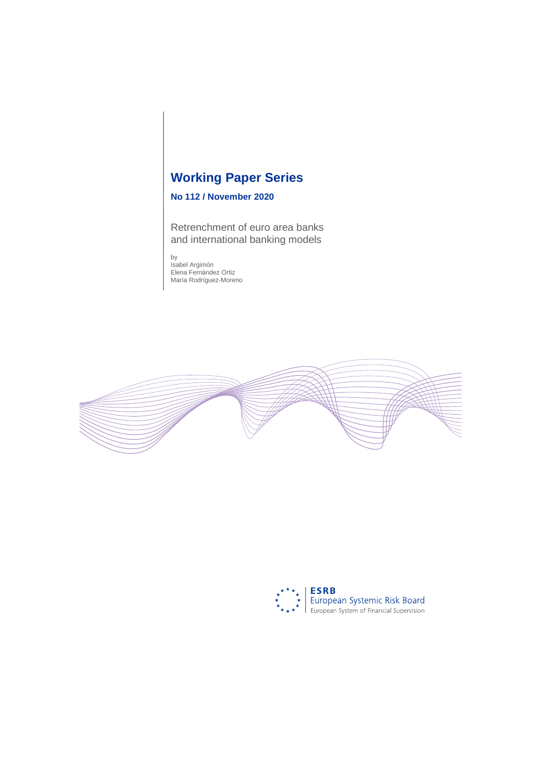# Working Paper Series

**No 112 / November 2020**

Retrenchment of euro area banks and international banking models

by
Isabel Argimón
Elena Fernández Ortiz
María Rodríguez-Moreno

**ESRB**
European Systemic Risk Board
European System of Financial Supervision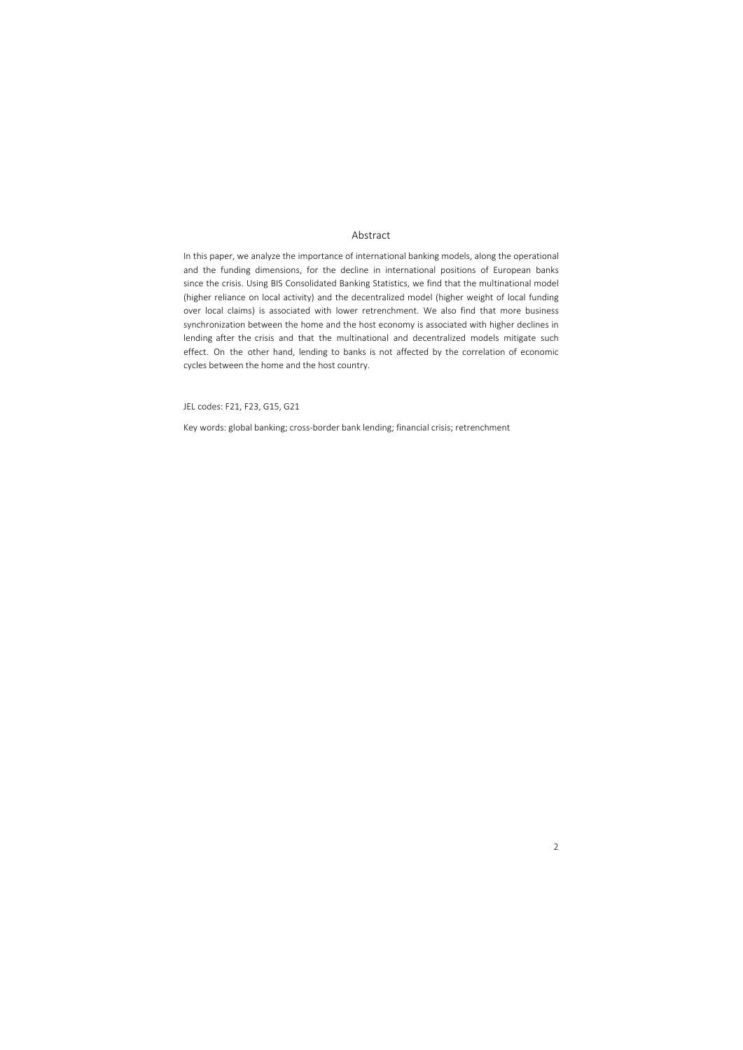## Abstract

In this paper, we analyze the importance of international banking models, along the operational and the funding dimensions, for the decline in international positions of European banks since the crisis. Using BIS Consolidated Banking Statistics, we find that the multinational model (higher reliance on local activity) and the decentralized model (higher weight of local funding over local claims) is associated with lower retrenchment. We also find that more business synchronization between the home and the host economy is associated with higher declines in lending after the crisis and that the multinational and decentralized models mitigate such effect. On the other hand, lending to banks is not affected by the correlation of economic cycles between the home and the host country.

JEL codes: F21, F23, G15, G21

Key words: global banking; cross-border bank lending; financial crisis; retrenchment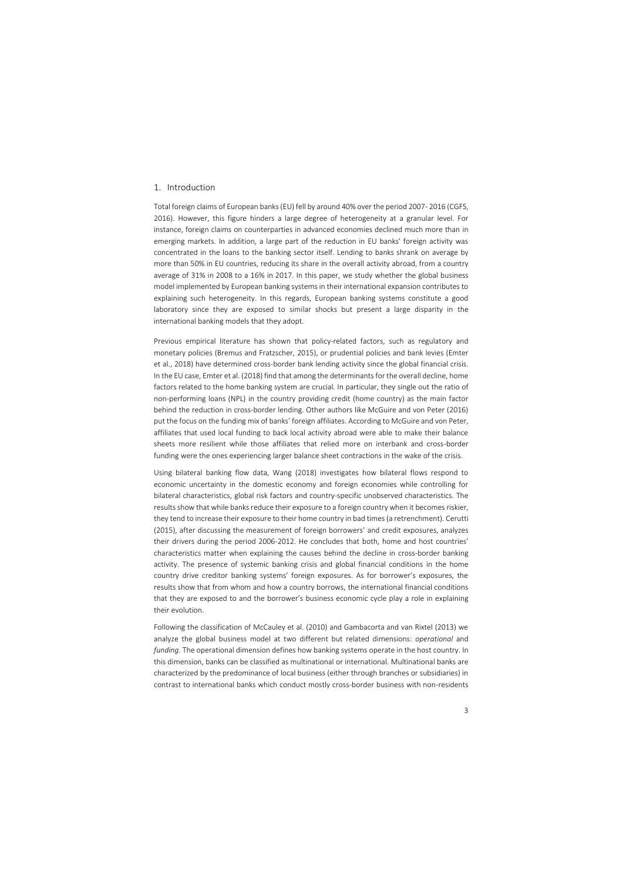## 1. Introduction

Total foreign claims of European banks (EU) fell by around 40% over the period 2007- 2016 (CGFS, 2016). However, this figure hinders a large degree of heterogeneity at a granular level. For instance, foreign claims on counterparties in advanced economies declined much more than in emerging markets. In addition, a large part of the reduction in EU banks' foreign activity was concentrated in the loans to the banking sector itself. Lending to banks shrank on average by more than 50% in EU countries, reducing its share in the overall activity abroad, from a country average of 31% in 2008 to a 16% in 2017. In this paper, we study whether the global business model implemented by European banking systems in their international expansion contributes to explaining such heterogeneity. In this regards, European banking systems constitute a good laboratory since they are exposed to similar shocks but present a large disparity in the international banking models that they adopt.

Previous empirical literature has shown that policy-related factors, such as regulatory and monetary policies (Bremus and Fratzscher, 2015), or prudential policies and bank levies (Emter et al., 2018) have determined cross-border bank lending activity since the global financial crisis. In the EU case, Emter et al. (2018) find that among the determinants for the overall decline, home factors related to the home banking system are crucial. In particular, they single out the ratio of non-performing loans (NPL) in the country providing credit (home country) as the main factor behind the reduction in cross-border lending. Other authors like McGuire and von Peter (2016) put the focus on the funding mix of banks' foreign affiliates. According to McGuire and von Peter, affiliates that used local funding to back local activity abroad were able to make their balance sheets more resilient while those affiliates that relied more on interbank and cross-border funding were the ones experiencing larger balance sheet contractions in the wake of the crisis.

Using bilateral banking flow data, Wang (2018) investigates how bilateral flows respond to economic uncertainty in the domestic economy and foreign economies while controlling for bilateral characteristics, global risk factors and country-specific unobserved characteristics. The results show that while banks reduce their exposure to a foreign country when it becomes riskier, they tend to increase their exposure to their home country in bad times (a retrenchment). Cerutti (2015), after discussing the measurement of foreign borrowers' and credit exposures, analyzes their drivers during the period 2006-2012. He concludes that both, home and host countries' characteristics matter when explaining the causes behind the decline in cross-border banking activity. The presence of systemic banking crisis and global financial conditions in the home country drive creditor banking systems' foreign exposures. As for borrower's exposures, the results show that from whom and how a country borrows, the international financial conditions that they are exposed to and the borrower's business economic cycle play a role in explaining their evolution.

Following the classification of McCauley et al. (2010) and Gambacorta and van Rixtel (2013) we analyze the global business model at two different but related dimensions: *operational* and *funding*. The operational dimension defines how banking systems operate in the host country. In this dimension, banks can be classified as multinational or international. Multinational banks are characterized by the predominance of local business (either through branches or subsidiaries) in contrast to international banks which conduct mostly cross-border business with non-residents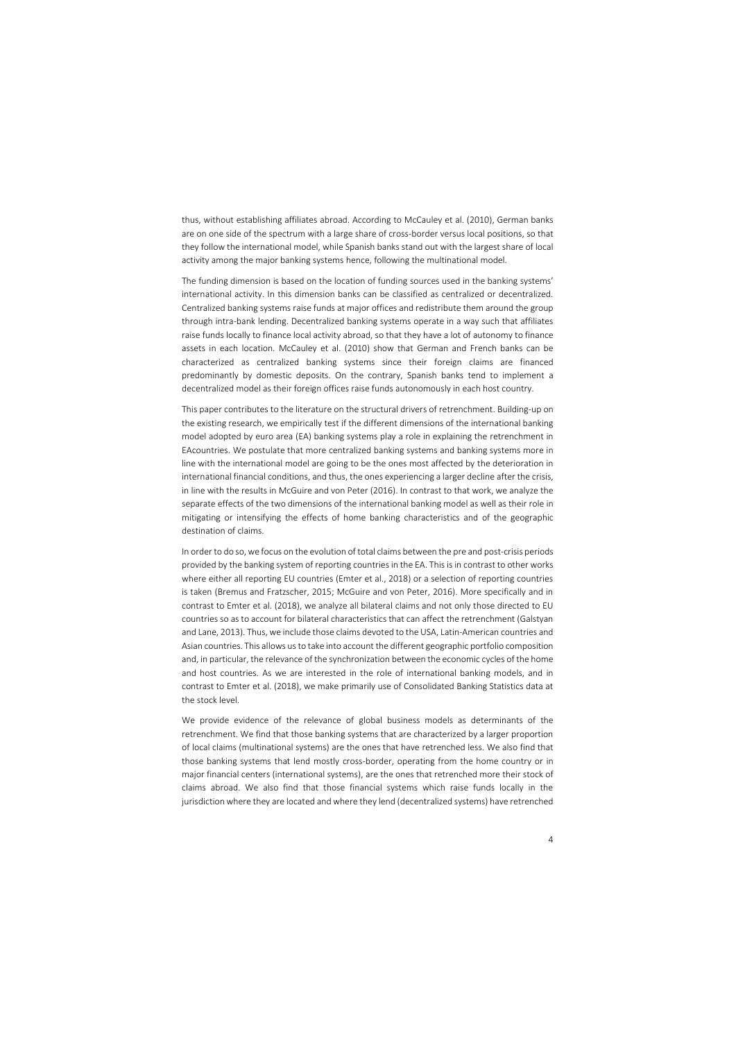thus, without establishing affiliates abroad. According to McCauley et al. (2010), German banks are on one side of the spectrum with a large share of cross-border versus local positions, so that they follow the international model, while Spanish banks stand out with the largest share of local activity among the major banking systems hence, following the multinational model.

The funding dimension is based on the location of funding sources used in the banking systems' international activity. In this dimension banks can be classified as centralized or decentralized. Centralized banking systems raise funds at major offices and redistribute them around the group through intra-bank lending. Decentralized banking systems operate in a way such that affiliates raise funds locally to finance local activity abroad, so that they have a lot of autonomy to finance assets in each location. McCauley et al. (2010) show that German and French banks can be characterized as centralized banking systems since their foreign claims are financed predominantly by domestic deposits. On the contrary, Spanish banks tend to implement a decentralized model as their foreign offices raise funds autonomously in each host country.

This paper contributes to the literature on the structural drivers of retrenchment. Building-up on the existing research, we empirically test if the different dimensions of the international banking model adopted by euro area (EA) banking systems play a role in explaining the retrenchment in EAcountries. We postulate that more centralized banking systems and banking systems more in line with the international model are going to be the ones most affected by the deterioration in international financial conditions, and thus, the ones experiencing a larger decline after the crisis, in line with the results in McGuire and von Peter (2016). In contrast to that work, we analyze the separate effects of the two dimensions of the international banking model as well as their role in mitigating or intensifying the effects of home banking characteristics and of the geographic destination of claims.

In order to do so, we focus on the evolution of total claims between the pre and post-crisis periods provided by the banking system of reporting countries in the EA. This is in contrast to other works where either all reporting EU countries (Emter et al., 2018) or a selection of reporting countries is taken (Bremus and Fratzscher, 2015; McGuire and von Peter, 2016). More specifically and in contrast to Emter et al. (2018), we analyze all bilateral claims and not only those directed to EU countries so as to account for bilateral characteristics that can affect the retrenchment (Galstyan and Lane, 2013). Thus, we include those claims devoted to the USA, Latin-American countries and Asian countries. This allows us to take into account the different geographic portfolio composition and, in particular, the relevance of the synchronization between the economic cycles of the home and host countries. As we are interested in the role of international banking models, and in contrast to Emter et al. (2018), we make primarily use of Consolidated Banking Statistics data at the stock level.

We provide evidence of the relevance of global business models as determinants of the retrenchment. We find that those banking systems that are characterized by a larger proportion of local claims (multinational systems) are the ones that have retrenched less. We also find that those banking systems that lend mostly cross-border, operating from the home country or in major financial centers (international systems), are the ones that retrenched more their stock of claims abroad. We also find that those financial systems which raise funds locally in the jurisdiction where they are located and where they lend (decentralized systems) have retrenched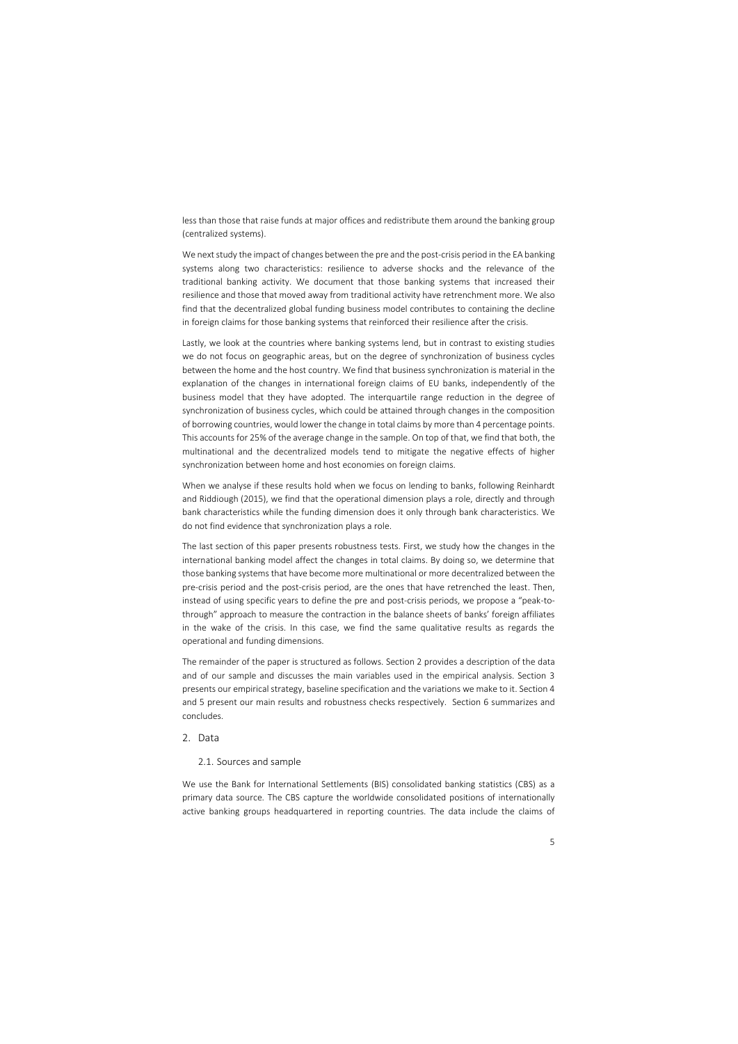less than those that raise funds at major offices and redistribute them around the banking group (centralized systems).

We next study the impact of changes between the pre and the post-crisis period in the EA banking systems along two characteristics: resilience to adverse shocks and the relevance of the traditional banking activity. We document that those banking systems that increased their resilience and those that moved away from traditional activity have retrenchment more. We also find that the decentralized global funding business model contributes to containing the decline in foreign claims for those banking systems that reinforced their resilience after the crisis.

Lastly, we look at the countries where banking systems lend, but in contrast to existing studies we do not focus on geographic areas, but on the degree of synchronization of business cycles between the home and the host country. We find that business synchronization is material in the explanation of the changes in international foreign claims of EU banks, independently of the business model that they have adopted. The interquartile range reduction in the degree of synchronization of business cycles, which could be attained through changes in the composition of borrowing countries, would lower the change in total claims by more than 4 percentage points. This accounts for 25% of the average change in the sample. On top of that, we find that both, the multinational and the decentralized models tend to mitigate the negative effects of higher synchronization between home and host economies on foreign claims.

When we analyse if these results hold when we focus on lending to banks, following Reinhardt and Riddiough (2015), we find that the operational dimension plays a role, directly and through bank characteristics while the funding dimension does it only through bank characteristics. We do not find evidence that synchronization plays a role.

The last section of this paper presents robustness tests. First, we study how the changes in the international banking model affect the changes in total claims. By doing so, we determine that those banking systems that have become more multinational or more decentralized between the pre-crisis period and the post-crisis period, are the ones that have retrenched the least. Then, instead of using specific years to define the pre and post-crisis periods, we propose a "peak-to-through" approach to measure the contraction in the balance sheets of banks' foreign affiliates in the wake of the crisis. In this case, we find the same qualitative results as regards the operational and funding dimensions.

The remainder of the paper is structured as follows. Section 2 provides a description of the data and of our sample and discusses the main variables used in the empirical analysis. Section 3 presents our empirical strategy, baseline specification and the variations we make to it. Section 4 and 5 present our main results and robustness checks respectively. Section 6 summarizes and concludes.

## 2. Data

### 2.1. Sources and sample

We use the Bank for International Settlements (BIS) consolidated banking statistics (CBS) as a primary data source. The CBS capture the worldwide consolidated positions of internationally active banking groups headquartered in reporting countries. The data include the claims of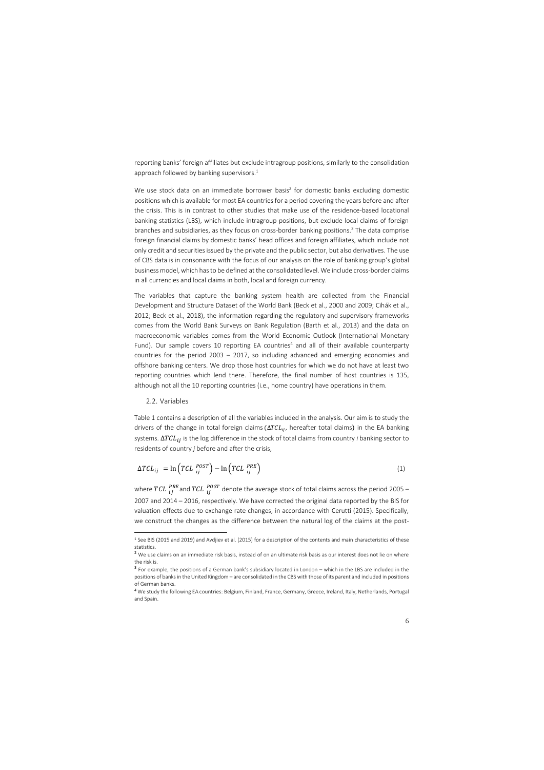reporting banks' foreign affiliates but exclude intragroup positions, similarly to the consolidation approach followed by banking supervisors.[1]

We use stock data on an immediate borrower basis[2] for domestic banks excluding domestic positions which is available for most EA countries for a period covering the years before and after the crisis. This is in contrast to other studies that make use of the residence-based locational banking statistics (LBS), which include intragroup positions, but exclude local claims of foreign branches and subsidiaries, as they focus on cross-border banking positions.[3] The data comprise foreign financial claims by domestic banks' head offices and foreign affiliates, which include not only credit and securities issued by the private and the public sector, but also derivatives. The use of CBS data is in consonance with the focus of our analysis on the role of banking group's global business model, which has to be defined at the consolidated level. We include cross-border claims in all currencies and local claims in both, local and foreign currency.

The variables that capture the banking system health are collected from the Financial Development and Structure Dataset of the World Bank (Beck et al., 2000 and 2009; Cihák et al., 2012; Beck et al., 2018), the information regarding the regulatory and supervisory frameworks comes from the World Bank Surveys on Bank Regulation (Barth et al., 2013) and the data on macroeconomic variables comes from the World Economic Outlook (International Monetary Fund). Our sample covers 10 reporting EA countries[4] and all of their available counterparty countries for the period 2003 – 2017, so including advanced and emerging economies and offshore banking centers. We drop those host countries for which we do not have at least two reporting countries which lend there. Therefore, the final number of host countries is 135, although not all the 10 reporting countries (i.e., home country) have operations in them.

## 2.2. Variables

Table 1 contains a description of all the variables included in the analysis. Our aim is to study the drivers of the change in total foreign claims ($\Delta TCL_{ij}$, hereafter total claims) in the EA banking systems. $\Delta TCL_{ij}$ is the log difference in the stock of total claims from country *i* banking sector to residents of country *j* before and after the crisis,

$$\Delta TCL_{ij} = \ln\left(TCL_{ij}^{POST}\right) - \ln\left(TCL_{ij}^{PRE}\right) \tag{1}$$

where $TCL_{ij}^{PRE}$ and $TCL_{ij}^{POST}$ denote the average stock of total claims across the period 2005 – 2007 and 2014 – 2016, respectively. We have corrected the original data reported by the BIS for valuation effects due to exchange rate changes, in accordance with Cerutti (2015). Specifically, we construct the changes as the difference between the natural log of the claims at the post-

---

[1] See BIS (2015 and 2019) and Avdjiev et al. (2015) for a description of the contents and main characteristics of these statistics.

[2] We use claims on an immediate risk basis, instead of on an ultimate risk basis as our interest does not lie on where the risk is.

[3] For example, the positions of a German bank's subsidiary located in London – which in the LBS are included in the positions of banks in the United Kingdom – are consolidated in the CBS with those of its parent and included in positions of German banks.

[4] We study the following EA countries: Belgium, Finland, France, Germany, Greece, Ireland, Italy, Netherlands, Portugal and Spain.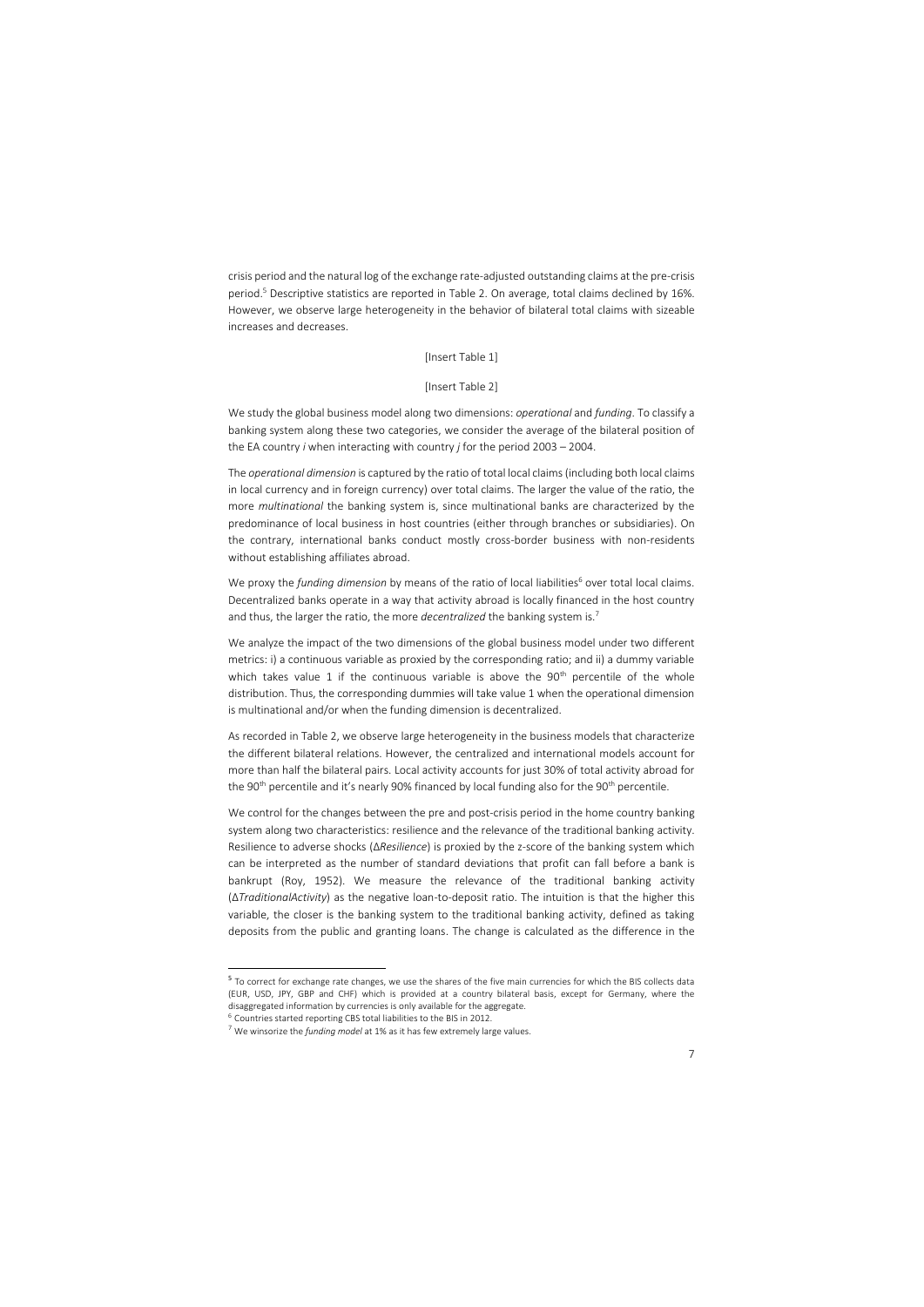crisis period and the natural log of the exchange rate-adjusted outstanding claims at the pre-crisis period.[5] Descriptive statistics are reported in Table 2. On average, total claims declined by 16%. However, we observe large heterogeneity in the behavior of bilateral total claims with sizeable increases and decreases.

[Insert Table 1]

[Insert Table 2]

We study the global business model along two dimensions: *operational* and *funding*. To classify a banking system along these two categories, we consider the average of the bilateral position of the EA country *i* when interacting with country *j* for the period 2003 – 2004.

The *operational dimension* is captured by the ratio of total local claims (including both local claims in local currency and in foreign currency) over total claims. The larger the value of the ratio, the more *multinational* the banking system is, since multinational banks are characterized by the predominance of local business in host countries (either through branches or subsidiaries). On the contrary, international banks conduct mostly cross-border business with non-residents without establishing affiliates abroad.

We proxy the *funding dimension* by means of the ratio of local liabilities[6] over total local claims. Decentralized banks operate in a way that activity abroad is locally financed in the host country and thus, the larger the ratio, the more *decentralized* the banking system is.[7]

We analyze the impact of the two dimensions of the global business model under two different metrics: i) a continuous variable as proxied by the corresponding ratio; and ii) a dummy variable which takes value 1 if the continuous variable is above the 90th percentile of the whole distribution. Thus, the corresponding dummies will take value 1 when the operational dimension is multinational and/or when the funding dimension is decentralized.

As recorded in Table 2, we observe large heterogeneity in the business models that characterize the different bilateral relations. However, the centralized and international models account for more than half the bilateral pairs. Local activity accounts for just 30% of total activity abroad for the 90th percentile and it's nearly 90% financed by local funding also for the 90th percentile.

We control for the changes between the pre and post-crisis period in the home country banking system along two characteristics: resilience and the relevance of the traditional banking activity. Resilience to adverse shocks ($\Delta$*Resilience*) is proxied by the z-score of the banking system which can be interpreted as the number of standard deviations that profit can fall before a bank is bankrupt (Roy, 1952). We measure the relevance of the traditional banking activity ($\Delta$*TraditionalActivity*) as the negative loan-to-deposit ratio. The intuition is that the higher this variable, the closer is the banking system to the traditional banking activity, defined as taking deposits from the public and granting loans. The change is calculated as the difference in the

---

[5] To correct for exchange rate changes, we use the shares of the five main currencies for which the BIS collects data (EUR, USD, JPY, GBP and CHF) which is provided at a country bilateral basis, except for Germany, where the disaggregated information by currencies is only available for the aggregate.

[6] Countries started reporting CBS total liabilities to the BIS in 2012.

[7] We winsorize the *funding model* at 1% as it has few extremely large values.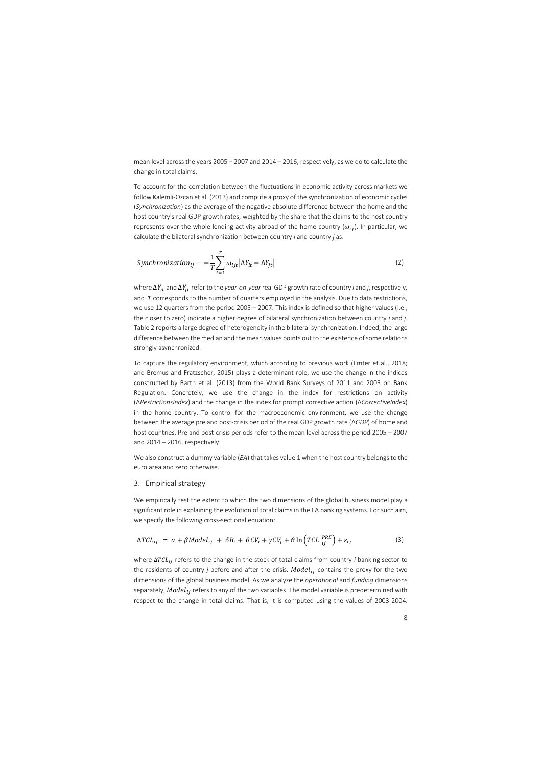mean level across the years 2005 – 2007 and 2014 – 2016, respectively, as we do to calculate the change in total claims.

To account for the correlation between the fluctuations in economic activity across markets we follow Kalemli-Ozcan et al. (2013) and compute a proxy of the synchronization of economic cycles (*Synchronization*) as the average of the negative absolute difference between the home and the host country's real GDP growth rates, weighted by the share that the claims to the host country represents over the whole lending activity abroad of the home country ($\omega_{ij}$). In particular, we calculate the bilateral synchronization between country *i* and country *j* as:

$$Synchronization_{ij} = -\frac{1}{T}\sum_{t=1}^{T} \omega_{ijt}\left|\Delta Y_{it} - \Delta Y_{jt}\right| \tag{2}$$

where $\Delta Y_{it}$ and $\Delta Y_{jt}$ refer to the *year-on-year* real GDP growth rate of country *i* and *j*, respectively, and $T$ corresponds to the number of quarters employed in the analysis. Due to data restrictions, we use 12 quarters from the period 2005 – 2007. This index is defined so that higher values (i.e., the closer to zero) indicate a higher degree of bilateral synchronization between country *i* and *j*. Table 2 reports a large degree of heterogeneity in the bilateral synchronization. Indeed, the large difference between the median and the mean values points out to the existence of some relations strongly asynchronized.

To capture the regulatory environment, which according to previous work (Emter et al., 2018; and Bremus and Fratzscher, 2015) plays a determinant role, we use the change in the indices constructed by Barth et al. (2013) from the World Bank Surveys of 2011 and 2003 on Bank Regulation. Concretely, we use the change in the index for restrictions on activity (Δ*RestrictionsIndex*) and the change in the index for prompt corrective action (Δ*CorrectiveIndex*) in the home country. To control for the macroeconomic environment, we use the change between the average pre and post-crisis period of the real GDP growth rate (Δ*GDP*) of home and host countries. Pre and post-crisis periods refer to the mean level across the period 2005 – 2007 and 2014 – 2016, respectively.

We also construct a dummy variable (*EA*) that takes value 1 when the host country belongs to the euro area and zero otherwise.

## 3. Empirical strategy

We empirically test the extent to which the two dimensions of the global business model play a significant role in explaining the evolution of total claims in the EA banking systems. For such aim, we specify the following cross-sectional equation:

$$\Delta TCL_{ij} = \alpha + \beta Model_{ij} + \delta B_i + \theta CV_i + \gamma CV_j + \vartheta \ln\left(TCL_{ij}^{PRE}\right) + \varepsilon_{ij} \tag{3}$$

where $\Delta TCL_{ij}$ refers to the change in the stock of total claims from country *i* banking sector to the residents of country *j* before and after the crisis. $Model_{ij}$ contains the proxy for the two dimensions of the global business model. As we analyze the *operational* and *funding* dimensions separately, $Model_{ij}$ refers to any of the two variables. The model variable is predetermined with respect to the change in total claims. That is, it is computed using the values of 2003-2004.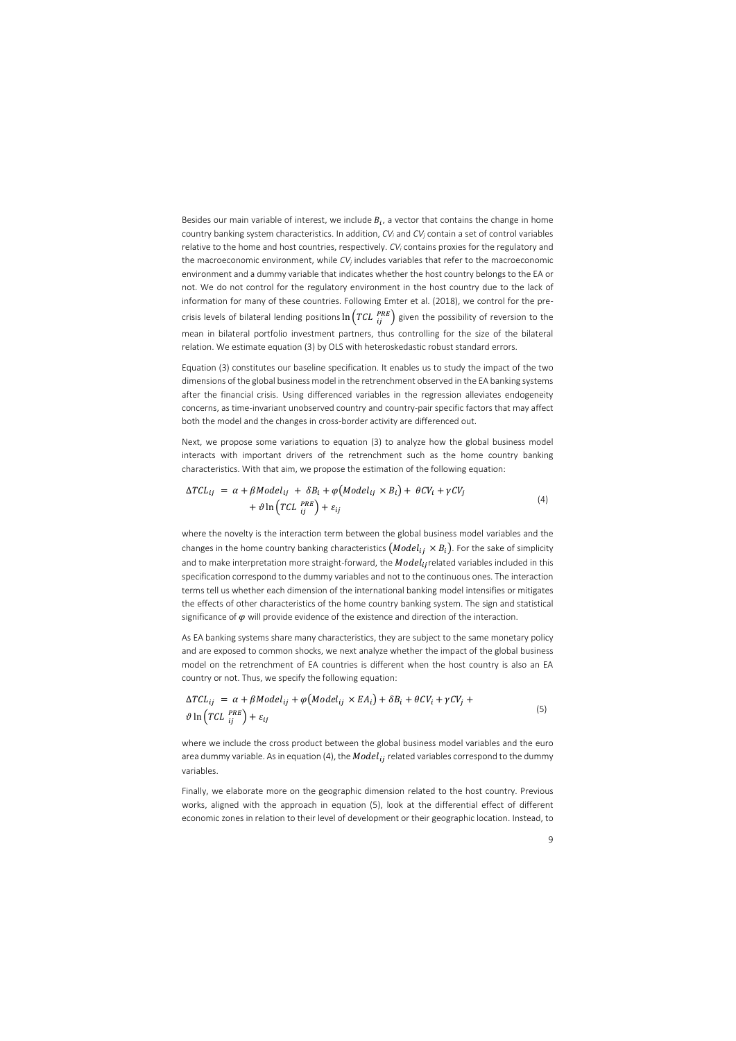Besides our main variable of interest, we include $B_i$, a vector that contains the change in home country banking system characteristics. In addition, $CV_i$ and $CV_j$ contain a set of control variables relative to the home and host countries, respectively. $CV_i$ contains proxies for the regulatory and the macroeconomic environment, while $CV_j$ includes variables that refer to the macroeconomic environment and a dummy variable that indicates whether the host country belongs to the EA or not. We do not control for the regulatory environment in the host country due to the lack of information for many of these countries. Following Emter et al. (2018), we control for the pre-crisis levels of bilateral lending positions $\ln\left(TCL_{ij}^{PRE}\right)$ given the possibility of reversion to the mean in bilateral portfolio investment partners, thus controlling for the size of the bilateral relation. We estimate equation (3) by OLS with heteroskedastic robust standard errors.

Equation (3) constitutes our baseline specification. It enables us to study the impact of the two dimensions of the global business model in the retrenchment observed in the EA banking systems after the financial crisis. Using differenced variables in the regression alleviates endogeneity concerns, as time-invariant unobserved country and country-pair specific factors that may affect both the model and the changes in cross-border activity are differenced out.

Next, we propose some variations to equation (3) to analyze how the global business model interacts with important drivers of the retrenchment such as the home country banking characteristics. With that aim, we propose the estimation of the following equation:

$$\Delta TCL_{ij} = \alpha + \beta Model_{ij} + \delta B_i + \varphi\left(Model_{ij} \times B_i\right) + \theta CV_i + \gamma CV_j + \vartheta \ln\left(TCL_{ij}^{PRE}\right) + \varepsilon_{ij} \tag{4}$$

where the novelty is the interaction term between the global business model variables and the changes in the home country banking characteristics $\left(Model_{ij} \times B_i\right)$. For the sake of simplicity and to make interpretation more straight-forward, the $Model_{ij}$ related variables included in this specification correspond to the dummy variables and not to the continuous ones. The interaction terms tell us whether each dimension of the international banking model intensifies or mitigates the effects of other characteristics of the home country banking system. The sign and statistical significance of $\varphi$ will provide evidence of the existence and direction of the interaction.

As EA banking systems share many characteristics, they are subject to the same monetary policy and are exposed to common shocks, we next analyze whether the impact of the global business model on the retrenchment of EA countries is different when the host country is also an EA country or not. Thus, we specify the following equation:

$$\Delta TCL_{ij} = \alpha + \beta Model_{ij} + \varphi\left(Model_{ij} \times EA_i\right) + \delta B_i + \theta CV_i + \gamma CV_j + \vartheta \ln\left(TCL_{ij}^{PRE}\right) + \varepsilon_{ij} \tag{5}$$

where we include the cross product between the global business model variables and the euro area dummy variable. As in equation (4), the $Model_{ij}$ related variables correspond to the dummy variables.

Finally, we elaborate more on the geographic dimension related to the host country. Previous works, aligned with the approach in equation (5), look at the differential effect of different economic zones in relation to their level of development or their geographic location. Instead, to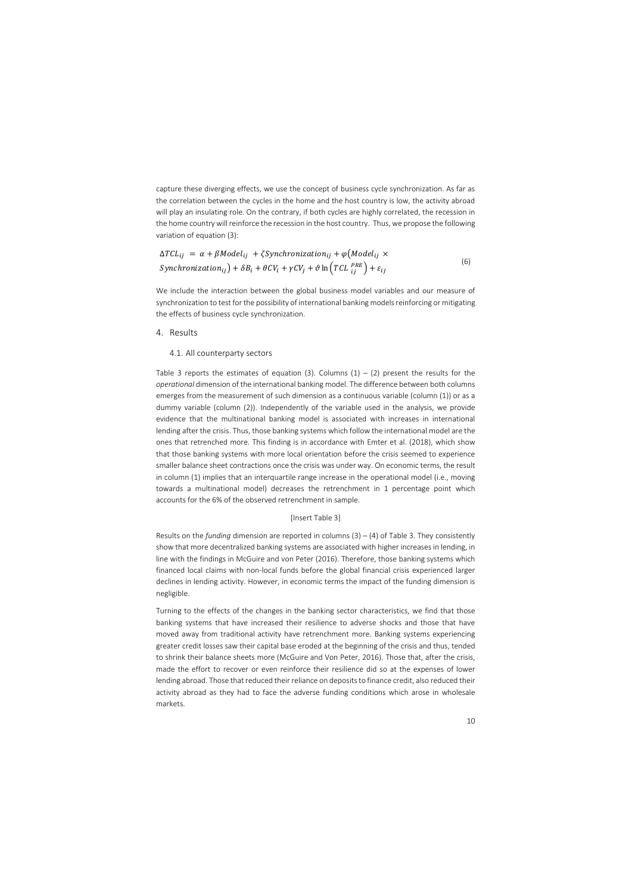capture these diverging effects, we use the concept of business cycle synchronization. As far as the correlation between the cycles in the home and the host country is low, the activity abroad will play an insulating role. On the contrary, if both cycles are highly correlated, the recession in the home country will reinforce the recession in the host country. Thus, we propose the following variation of equation (3):

$$\Delta TCL_{ij} = \alpha + \beta Model_{ij} + \zeta Synchronization_{ij} + \varphi\left(Model_{ij} \times Synchronization_{ij}\right) + \delta B_i + \theta CV_i + \gamma CV_j + \vartheta \ln\left(TCL_{ij}^{PRE}\right) + \varepsilon_{ij} \tag{6}$$

We include the interaction between the global business model variables and our measure of synchronization to test for the possibility of international banking models reinforcing or mitigating the effects of business cycle synchronization.

# 4. Results

## 4.1. All counterparty sectors

Table 3 reports the estimates of equation (3). Columns (1) – (2) present the results for the *operational* dimension of the international banking model. The difference between both columns emerges from the measurement of such dimension as a continuous variable (column (1)) or as a dummy variable (column (2)). Independently of the variable used in the analysis, we provide evidence that the multinational banking model is associated with increases in international lending after the crisis. Thus, those banking systems which follow the international model are the ones that retrenched more. This finding is in accordance with Emter et al. (2018), which show that those banking systems with more local orientation before the crisis seemed to experience smaller balance sheet contractions once the crisis was under way. On economic terms, the result in column (1) implies that an interquartile range increase in the operational model (i.e., moving towards a multinational model) decreases the retrenchment in 1 percentage point which accounts for the 6% of the observed retrenchment in sample.

[Insert Table 3]

Results on the *funding* dimension are reported in columns (3) – (4) of Table 3. They consistently show that more decentralized banking systems are associated with higher increases in lending, in line with the findings in McGuire and von Peter (2016). Therefore, those banking systems which financed local claims with non-local funds before the global financial crisis experienced larger declines in lending activity. However, in economic terms the impact of the funding dimension is negligible.

Turning to the effects of the changes in the banking sector characteristics, we find that those banking systems that have increased their resilience to adverse shocks and those that have moved away from traditional activity have retrenchment more. Banking systems experiencing greater credit losses saw their capital base eroded at the beginning of the crisis and thus, tended to shrink their balance sheets more (McGuire and Von Peter, 2016). Those that, after the crisis, made the effort to recover or even reinforce their resilience did so at the expenses of lower lending abroad. Those that reduced their reliance on deposits to finance credit, also reduced their activity abroad as they had to face the adverse funding conditions which arose in wholesale markets.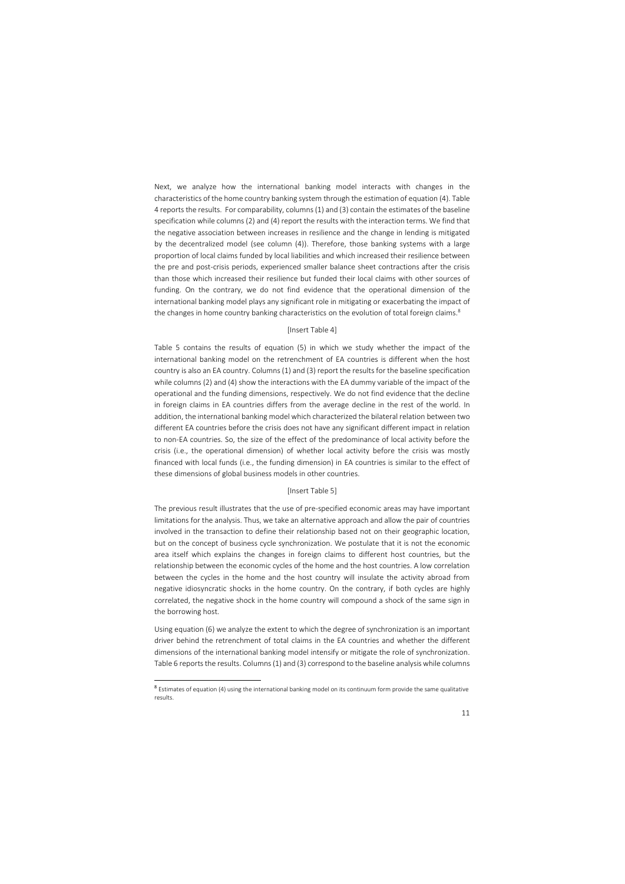Next, we analyze how the international banking model interacts with changes in the characteristics of the home country banking system through the estimation of equation (4). Table 4 reports the results. For comparability, columns (1) and (3) contain the estimates of the baseline specification while columns (2) and (4) report the results with the interaction terms. We find that the negative association between increases in resilience and the change in lending is mitigated by the decentralized model (see column (4)). Therefore, those banking systems with a large proportion of local claims funded by local liabilities and which increased their resilience between the pre and post-crisis periods, experienced smaller balance sheet contractions after the crisis than those which increased their resilience but funded their local claims with other sources of funding. On the contrary, we do not find evidence that the operational dimension of the international banking model plays any significant role in mitigating or exacerbating the impact of the changes in home country banking characteristics on the evolution of total foreign claims.[8]

[Insert Table 4]

Table 5 contains the results of equation (5) in which we study whether the impact of the international banking model on the retrenchment of EA countries is different when the host country is also an EA country. Columns (1) and (3) report the results for the baseline specification while columns (2) and (4) show the interactions with the EA dummy variable of the impact of the operational and the funding dimensions, respectively. We do not find evidence that the decline in foreign claims in EA countries differs from the average decline in the rest of the world. In addition, the international banking model which characterized the bilateral relation between two different EA countries before the crisis does not have any significant different impact in relation to non-EA countries. So, the size of the effect of the predominance of local activity before the crisis (i.e., the operational dimension) of whether local activity before the crisis was mostly financed with local funds (i.e., the funding dimension) in EA countries is similar to the effect of these dimensions of global business models in other countries.

[Insert Table 5]

The previous result illustrates that the use of pre-specified economic areas may have important limitations for the analysis. Thus, we take an alternative approach and allow the pair of countries involved in the transaction to define their relationship based not on their geographic location, but on the concept of business cycle synchronization. We postulate that it is not the economic area itself which explains the changes in foreign claims to different host countries, but the relationship between the economic cycles of the home and the host countries. A low correlation between the cycles in the home and the host country will insulate the activity abroad from negative idiosyncratic shocks in the home country. On the contrary, if both cycles are highly correlated, the negative shock in the home country will compound a shock of the same sign in the borrowing host.

Using equation (6) we analyze the extent to which the degree of synchronization is an important driver behind the retrenchment of total claims in the EA countries and whether the different dimensions of the international banking model intensify or mitigate the role of synchronization. Table 6 reports the results. Columns (1) and (3) correspond to the baseline analysis while columns

[8] Estimates of equation (4) using the international banking model on its continuum form provide the same qualitative results.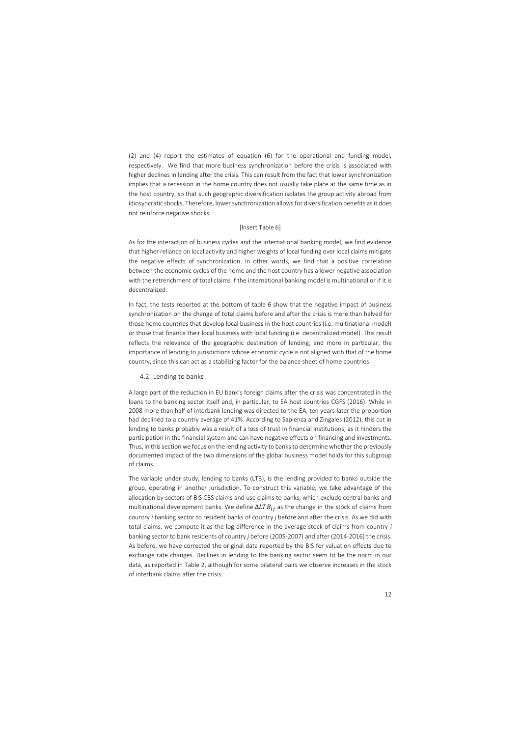(2) and (4) report the estimates of equation (6) for the operational and funding model, respectively. We find that more business synchronization before the crisis is associated with higher declines in lending after the crisis. This can result from the fact that lower synchronization implies that a recession in the home country does not usually take place at the same time as in the host country, so that such geographic diversification isolates the group activity abroad from idiosyncratic shocks. Therefore, lower synchronization allows for diversification benefits as it does not reinforce negative shocks.

[Insert Table 6]

As for the interaction of business cycles and the international banking model, we find evidence that higher reliance on local activity and higher weights of local funding over local claims mitigate the negative effects of synchronization. In other words, we find that a positive correlation between the economic cycles of the home and the host country has a lower negative association with the retrenchment of total claims if the international banking model is multinational or if it is decentralized.

In fact, the tests reported at the bottom of table 6 show that the negative impact of business synchronization on the change of total claims before and after the crisis is more than halved for those home countries that develop local business in the host countries (i.e. multinational model) or those that finance their local business with local funding (i.e. decentralized model). This result reflects the relevance of the geographic destination of lending, and more in particular, the importance of lending to jurisdictions whose economic cycle is not aligned with that of the home country, since this can act as a stabilizing factor for the balance sheet of home countries.

### 4.2. Lending to banks

A large part of the reduction in EU bank's foreign claims after the crisis was concentrated in the loans to the banking sector itself and, in particular, to EA host countries CGFS (2016). While in 2008 more than half of interbank lending was directed to the EA, ten years later the proportion had declined to a country average of 41%. According to Sapienza and Zingales (2012), this cut in lending to banks probably was a result of a loss of trust in financial institutions, as it hinders the participation in the financial system and can have negative effects on financing and investments. Thus, in this section we focus on the lending activity to banks to determine whether the previously documented impact of the two dimensions of the global business model holds for this subgroup of claims.

The variable under study, lending to banks (LTB), is the lending provided to banks outside the group, operating in another jurisdiction. To construct this variable, we take advantage of the allocation by sectors of BIS CBS claims and use claims to banks, which exclude central banks and multinational development banks. We define $\Delta LTB_{ij}$ as the change in the stock of claims from country *i* banking sector to resident banks of country *j* before and after the crisis. As we did with total claims, we compute it as the log difference in the average stock of claims from country *i* banking sector to bank residents of country *j* before (2005-2007) and after (2014-2016) the crisis. As before, we have corrected the original data reported by the BIS for valuation effects due to exchange rate changes. Declines in lending to the banking sector seem to be the norm in our data, as reported in Table 2, although for some bilateral pairs we observe increases in the stock of interbank claims after the crisis.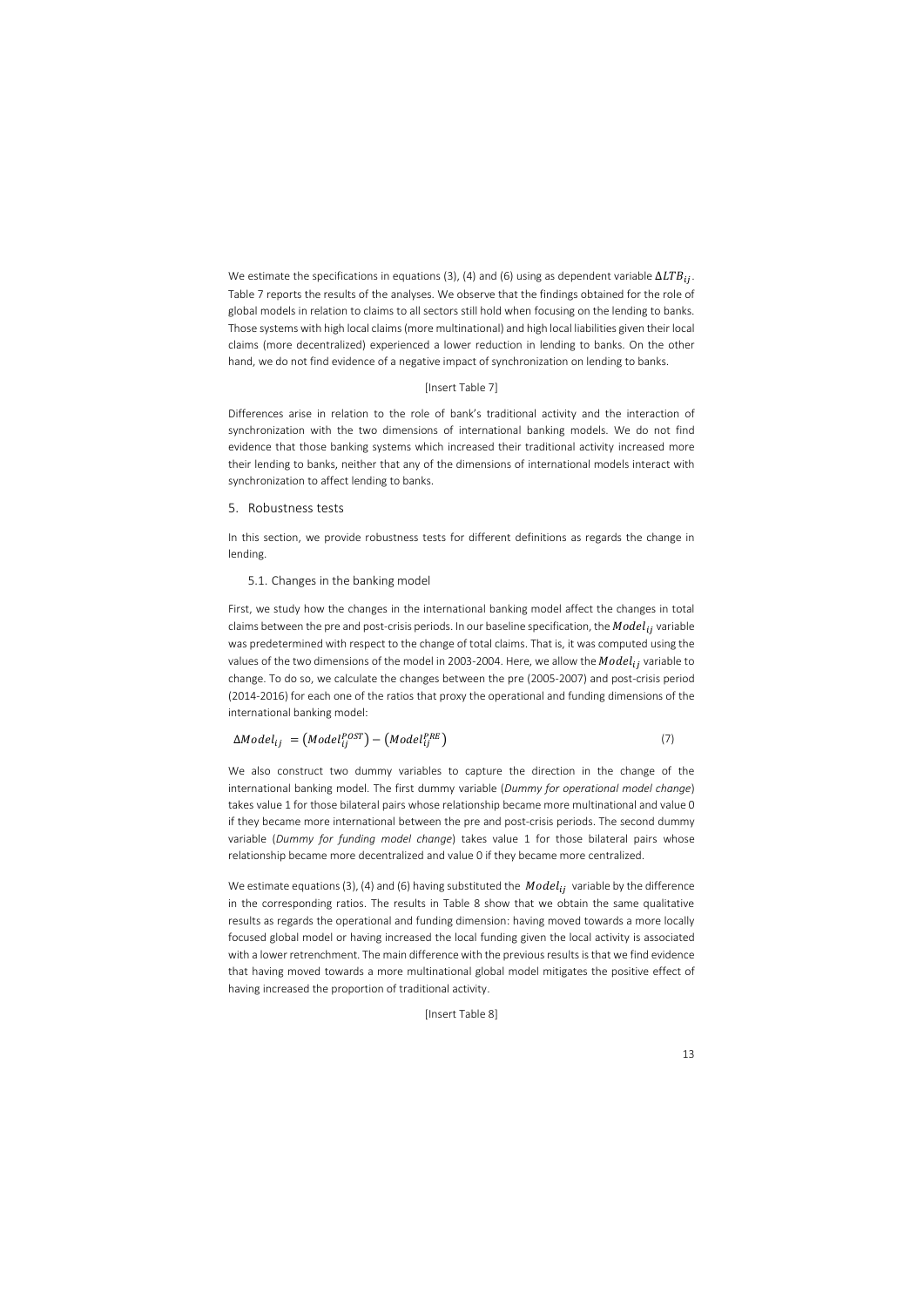We estimate the specifications in equations (3), (4) and (6) using as dependent variable $\Delta LTB_{ij}$. Table 7 reports the results of the analyses. We observe that the findings obtained for the role of global models in relation to claims to all sectors still hold when focusing on the lending to banks. Those systems with high local claims (more multinational) and high local liabilities given their local claims (more decentralized) experienced a lower reduction in lending to banks. On the other hand, we do not find evidence of a negative impact of synchronization on lending to banks.

[Insert Table 7]

Differences arise in relation to the role of bank's traditional activity and the interaction of synchronization with the two dimensions of international banking models. We do not find evidence that those banking systems which increased their traditional activity increased more their lending to banks, neither that any of the dimensions of international models interact with synchronization to affect lending to banks.

## 5. Robustness tests

In this section, we provide robustness tests for different definitions as regards the change in lending.

### 5.1. Changes in the banking model

First, we study how the changes in the international banking model affect the changes in total claims between the pre and post-crisis periods. In our baseline specification, the $Model_{ij}$ variable was predetermined with respect to the change of total claims. That is, it was computed using the values of the two dimensions of the model in 2003-2004. Here, we allow the $Model_{ij}$ variable to change. To do so, we calculate the changes between the pre (2005-2007) and post-crisis period (2014-2016) for each one of the ratios that proxy the operational and funding dimensions of the international banking model:

$$\Delta Model_{ij} = \left(Model_{ij}^{POST}\right) - \left(Model_{ij}^{PRE}\right) \qquad (7)$$

We also construct two dummy variables to capture the direction in the change of the international banking model. The first dummy variable (*Dummy for operational model change*) takes value 1 for those bilateral pairs whose relationship became more multinational and value 0 if they became more international between the pre and post-crisis periods. The second dummy variable (*Dummy for funding model change*) takes value 1 for those bilateral pairs whose relationship became more decentralized and value 0 if they became more centralized.

We estimate equations (3), (4) and (6) having substituted the $Model_{ij}$ variable by the difference in the corresponding ratios. The results in Table 8 show that we obtain the same qualitative results as regards the operational and funding dimension: having moved towards a more locally focused global model or having increased the local funding given the local activity is associated with a lower retrenchment. The main difference with the previous results is that we find evidence that having moved towards a more multinational global model mitigates the positive effect of having increased the proportion of traditional activity.

[Insert Table 8]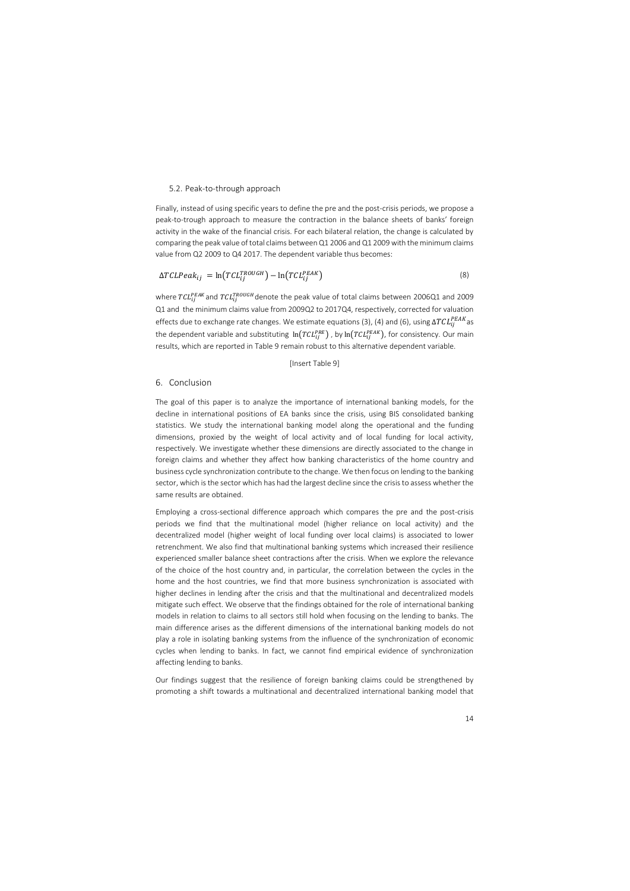### 5.2. Peak-to-through approach

Finally, instead of using specific years to define the pre and the post-crisis periods, we propose a peak-to-trough approach to measure the contraction in the balance sheets of banks' foreign activity in the wake of the financial crisis. For each bilateral relation, the change is calculated by comparing the peak value of total claims between Q1 2006 and Q1 2009 with the minimum claims value from Q2 2009 to Q4 2017. The dependent variable thus becomes:

$$\Delta TCLPeak_{ij} = \ln\left(TCL_{ij}^{TROUGH}\right) - \ln\left(TCL_{ij}^{PEAK}\right) \tag{8}$$

where $TCL_{ij}^{PEAK}$ and $TCL_{ij}^{TROUGH}$ denote the peak value of total claims between 2006Q1 and 2009 Q1 and the minimum claims value from 2009Q2 to 2017Q4, respectively, corrected for valuation effects due to exchange rate changes. We estimate equations (3), (4) and (6), using $\Delta TCL_{ij}^{PEAK}$ as the dependent variable and substituting $\ln\left(TCL_{ij}^{PRE}\right)$, by $\ln\left(TCL_{ij}^{PEAK}\right)$, for consistency. Our main results, which are reported in Table 9 remain robust to this alternative dependent variable.

[Insert Table 9]

## 6. Conclusion

The goal of this paper is to analyze the importance of international banking models, for the decline in international positions of EA banks since the crisis, using BIS consolidated banking statistics. We study the international banking model along the operational and the funding dimensions, proxied by the weight of local activity and of local funding for local activity, respectively. We investigate whether these dimensions are directly associated to the change in foreign claims and whether they affect how banking characteristics of the home country and business cycle synchronization contribute to the change. We then focus on lending to the banking sector, which is the sector which has had the largest decline since the crisis to assess whether the same results are obtained.

Employing a cross-sectional difference approach which compares the pre and the post-crisis periods we find that the multinational model (higher reliance on local activity) and the decentralized model (higher weight of local funding over local claims) is associated to lower retrenchment. We also find that multinational banking systems which increased their resilience experienced smaller balance sheet contractions after the crisis. When we explore the relevance of the choice of the host country and, in particular, the correlation between the cycles in the home and the host countries, we find that more business synchronization is associated with higher declines in lending after the crisis and that the multinational and decentralized models mitigate such effect. We observe that the findings obtained for the role of international banking models in relation to claims to all sectors still hold when focusing on the lending to banks. The main difference arises as the different dimensions of the international banking models do not play a role in isolating banking systems from the influence of the synchronization of economic cycles when lending to banks. In fact, we cannot find empirical evidence of synchronization affecting lending to banks.

Our findings suggest that the resilience of foreign banking claims could be strengthened by promoting a shift towards a multinational and decentralized international banking model that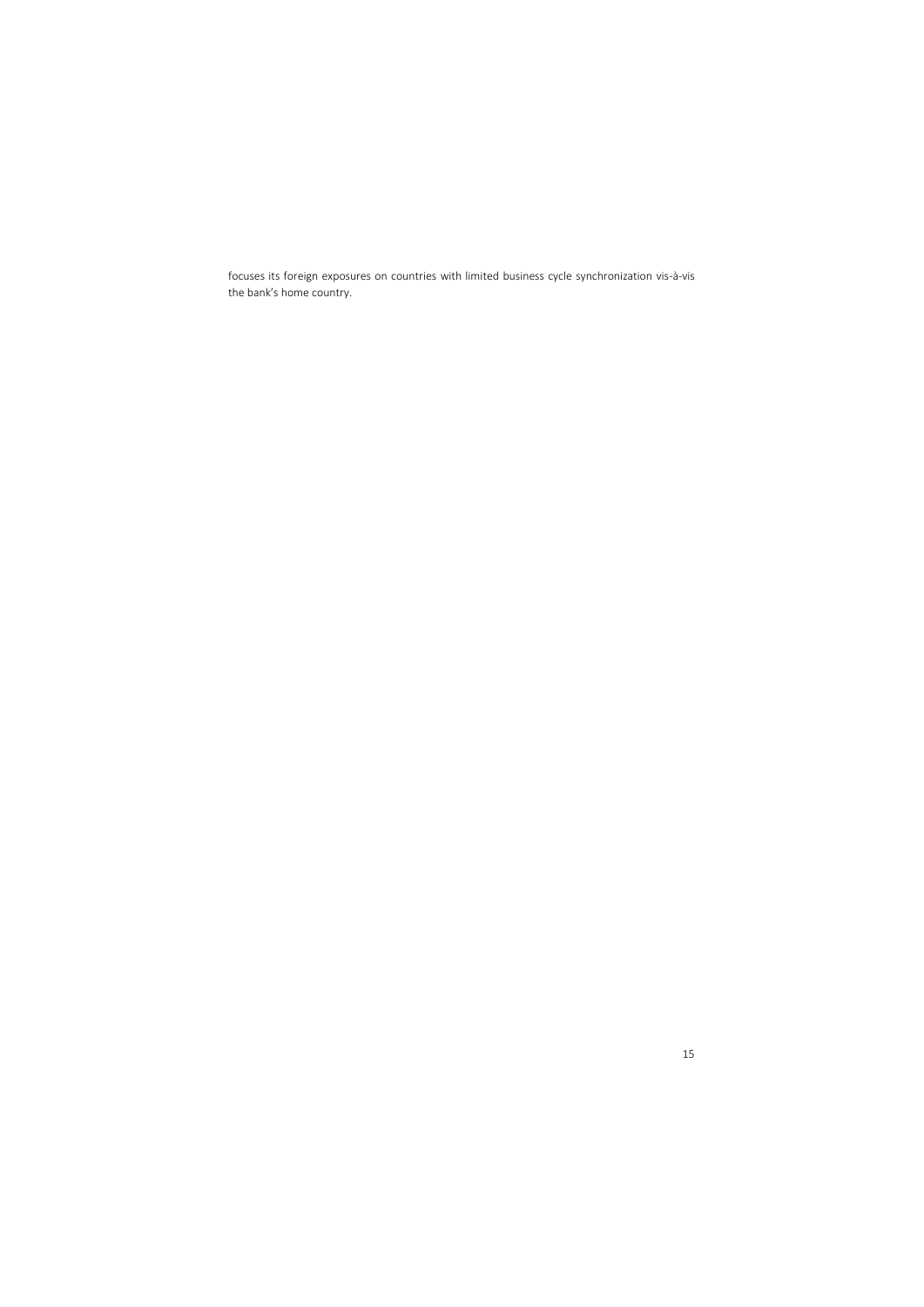focuses its foreign exposures on countries with limited business cycle synchronization vis-à-vis the bank's home country.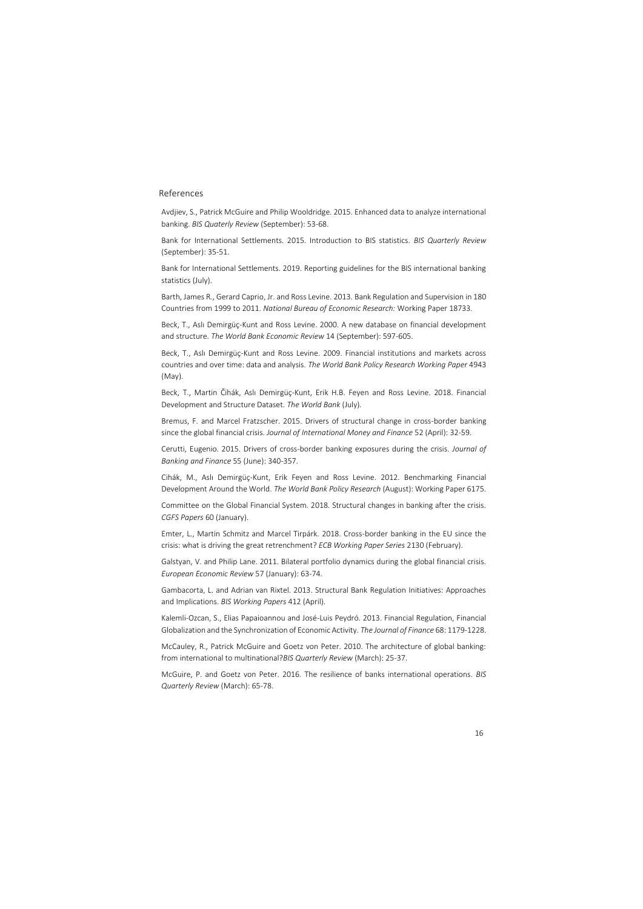## References

Avdjiev, S., Patrick McGuire and Philip Wooldridge. 2015. Enhanced data to analyze international banking. *BIS Quaterly Review* (September): 53-68.

Bank for International Settlements. 2015. Introduction to BIS statistics. *BIS Quarterly Review* (September): 35-51.

Bank for International Settlements. 2019. Reporting guidelines for the BIS international banking statistics (July).

Barth, James R., Gerard Caprio, Jr. and Ross Levine. 2013. Bank Regulation and Supervision in 180 Countries from 1999 to 2011. *National Bureau of Economic Research:* Working Paper 18733.

Beck, T., Aslı Demirgüç-Kunt and Ross Levine. 2000. A new database on financial development and structure. *The World Bank Economic Review* 14 (September): 597-605.

Beck, T., Aslı Demirgüç-Kunt and Ross Levine. 2009. Financial institutions and markets across countries and over time: data and analysis. *The World Bank Policy Research Working Paper* 4943 (May).

Beck, T., Martin Čihák, Aslı Demirgüç-Kunt, Erik H.B. Feyen and Ross Levine. 2018. Financial Development and Structure Dataset. *The World Bank* (July).

Bremus, F. and Marcel Fratzscher. 2015. Drivers of structural change in cross-border banking since the global financial crisis. *Journal of International Money and Finance* 52 (April): 32-59.

Cerutti, Eugenio. 2015. Drivers of cross-border banking exposures during the crisis. *Journal of Banking and Finance* 55 (June): 340-357.

Cihák, M., Aslı Demirgüç-Kunt, Erik Feyen and Ross Levine. 2012. Benchmarking Financial Development Around the World. *The World Bank Policy Research* (August): Working Paper 6175.

Committee on the Global Financial System. 2018. Structural changes in banking after the crisis. *CGFS Papers* 60 (January).

Emter, L., Martin Schmitz and Marcel Tirpárk. 2018. Cross-border banking in the EU since the crisis: what is driving the great retrenchment? *ECB Working Paper Series* 2130 (February).

Galstyan, V. and Philip Lane. 2011. Bilateral portfolio dynamics during the global financial crisis. *European Economic Review* 57 (January): 63-74.

Gambacorta, L. and Adrian van Rixtel. 2013. Structural Bank Regulation Initiatives: Approaches and Implications. *BIS Working Papers* 412 (April).

Kalemli-Ozcan, S., Elias Papaioannou and José-Luis Peydró. 2013. Financial Regulation, Financial Globalization and the Synchronization of Economic Activity. *The Journal of Finance* 68: 1179-1228.

McCauley, R., Patrick McGuire and Goetz von Peter. 2010. The architecture of global banking: from international to multinational?*BIS Quarterly Review* (March): 25-37.

McGuire, P. and Goetz von Peter. 2016. The resilience of banks international operations. *BIS Quarterly Review* (March): 65-78.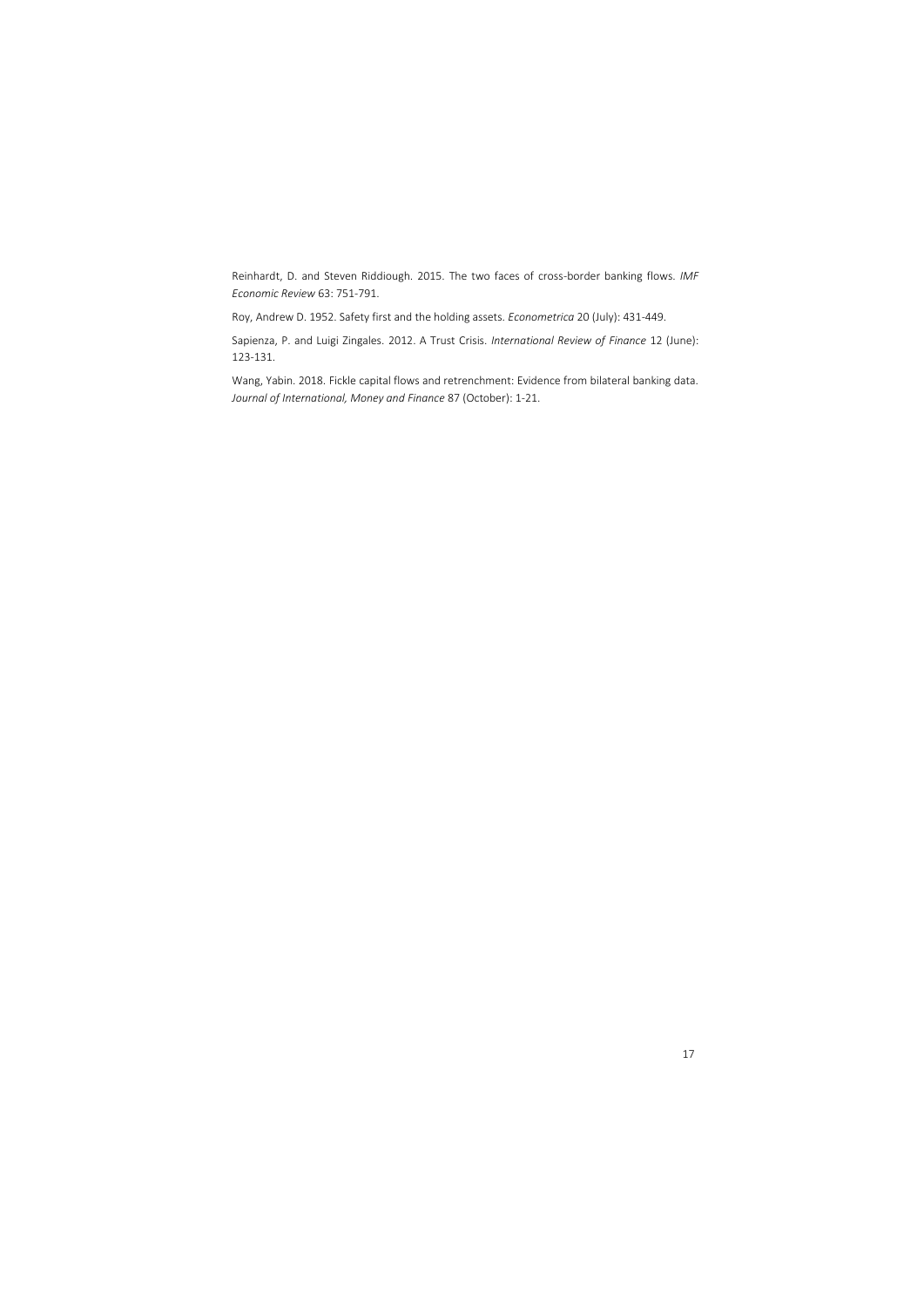Reinhardt, D. and Steven Riddiough. 2015. The two faces of cross-border banking flows. *IMF Economic Review* 63: 751-791.

Roy, Andrew D. 1952. Safety first and the holding assets. *Econometrica* 20 (July): 431-449.

Sapienza, P. and Luigi Zingales. 2012. A Trust Crisis. *International Review of Finance* 12 (June): 123-131.

Wang, Yabin. 2018. Fickle capital flows and retrenchment: Evidence from bilateral banking data. *Journal of International, Money and Finance* 87 (October): 1-21.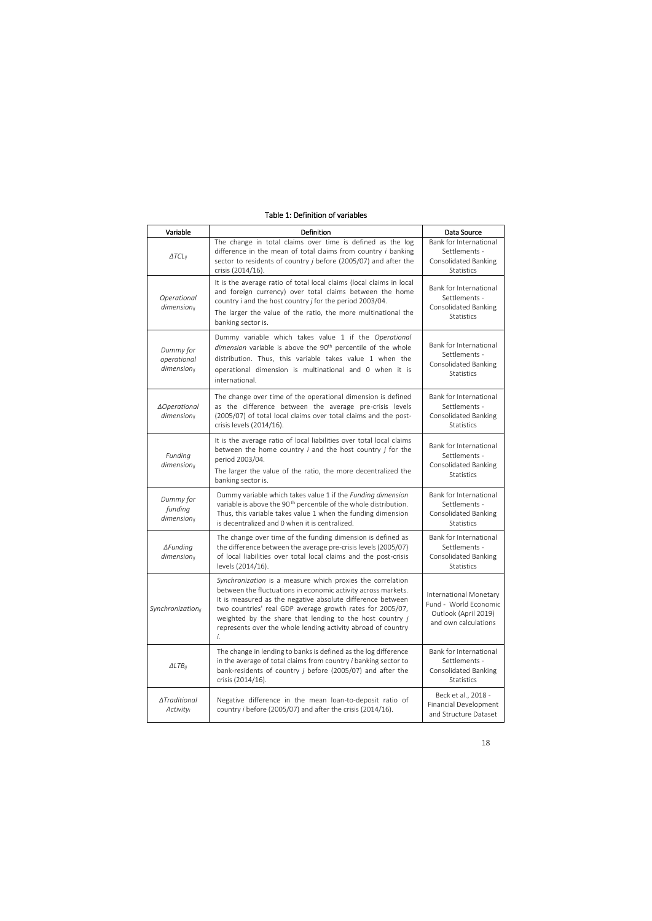**Table 1: Definition of variables**

| Variable | Definition | Data Source |
|---|---|---|
| *$\Delta TCL_{ij}$* | The change in total claims over time is defined as the log difference in the mean of total claims from country *i* banking sector to residents of country *j* before (2005/07) and after the crisis (2014/16). | Bank for International Settlements - Consolidated Banking Statistics |
| *Operational dimension$_{ij}$* | It is the average ratio of total local claims (local claims in local and foreign currency) over total claims between the home country *i* and the host country *j* for the period 2003/04. The larger the value of the ratio, the more multinational the banking sector is. | Bank for International Settlements - Consolidated Banking Statistics |
| *Dummy for operational dimension$_{ij}$* | Dummy variable which takes value 1 if the *Operational dimension* variable is above the 90th percentile of the whole distribution. Thus, this variable takes value 1 when the operational dimension is multinational and 0 when it is international. | Bank for International Settlements - Consolidated Banking Statistics |
| *$\Delta$Operational dimension$_{ij}$* | The change over time of the operational dimension is defined as the difference between the average pre-crisis levels (2005/07) of total local claims over total claims and the post-crisis levels (2014/16). | Bank for International Settlements - Consolidated Banking Statistics |
| *Funding dimension$_{ij}$* | It is the average ratio of local liabilities over total local claims between the home country *i* and the host country *j* for the period 2003/04. The larger the value of the ratio, the more decentralized the banking sector is. | Bank for International Settlements - Consolidated Banking Statistics |
| *Dummy for funding dimension$_{ij}$* | Dummy variable which takes value 1 if the *Funding dimension* variable is above the 90th percentile of the whole distribution. Thus, this variable takes value 1 when the funding dimension is decentralized and 0 when it is centralized. | Bank for International Settlements - Consolidated Banking Statistics |
| *$\Delta$Funding dimension$_{ij}$* | The change over time of the funding dimension is defined as the difference between the average pre-crisis levels (2005/07) of local liabilities over total local claims and the post-crisis levels (2014/16). | Bank for International Settlements - Consolidated Banking Statistics |
| *Synchronization$_{ij}$* | *Synchronization* is a measure which proxies the correlation between the fluctuations in economic activity across markets. It is measured as the negative absolute difference between two countries' real GDP average growth rates for 2005/07, weighted by the share that lending to the host country *j* represents over the whole lending activity abroad of country *i*. | International Monetary Fund - World Economic Outlook (April 2019) and own calculations |
| *$\Delta LTB_{ij}$* | The change in lending to banks is defined as the log difference in the average of total claims from country *i* banking sector to bank-residents of country *j* before (2005/07) and after the crisis (2014/16). | Bank for International Settlements - Consolidated Banking Statistics |
| *$\Delta$Traditional Activity$_{i}$* | Negative difference in the mean loan-to-deposit ratio of country *i* before (2005/07) and after the crisis (2014/16). | Beck et al., 2018 - Financial Development and Structure Dataset |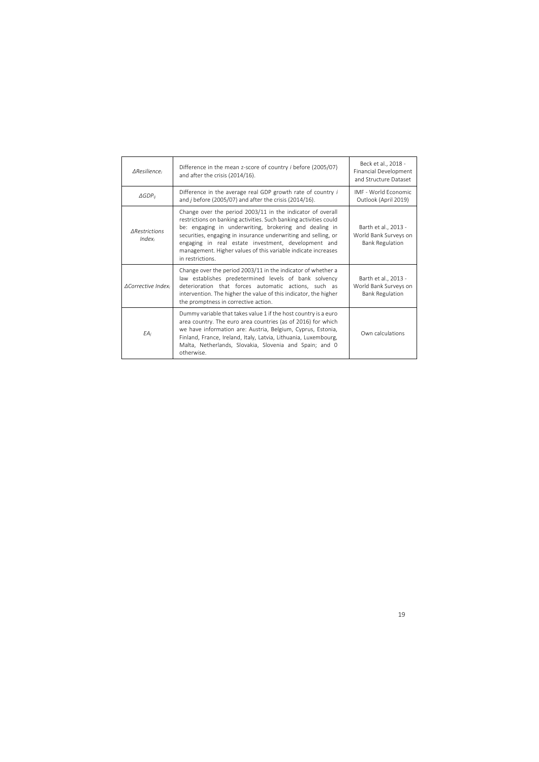| $\Delta Resilience_i$ | Difference in the mean z-score of country *i* before (2005/07) and after the crisis (2014/16). | Beck et al., 2018 - Financial Development and Structure Dataset |
|---|---|---|
| $\Delta GDP_{ij}$ | Difference in the average real GDP growth rate of country *i* and *j* before (2005/07) and after the crisis (2014/16). | IMF - World Economic Outlook (April 2019) |
| $\Delta Restrictions\ Index_i$ | Change over the period 2003/11 in the indicator of overall restrictions on banking activities. Such banking activities could be: engaging in underwriting, brokering and dealing in securities, engaging in insurance underwriting and selling, or engaging in real estate investment, development and management. Higher values of this variable indicate increases in restrictions. | Barth et al., 2013 - World Bank Surveys on Bank Regulation |
| $\Delta Corrective\ Index_i$ | Change over the period 2003/11 in the indicator of whether a law establishes predetermined levels of bank solvency deterioration that forces automatic actions, such as intervention. The higher the value of this indicator, the higher the promptness in corrective action. | Barth et al., 2013 - World Bank Surveys on Bank Regulation |
| $EA_j$ | Dummy variable that takes value 1 if the host country is a euro area country. The euro area countries (as of 2016) for which we have information are: Austria, Belgium, Cyprus, Estonia, Finland, France, Ireland, Italy, Latvia, Lithuania, Luxembourg, Malta, Netherlands, Slovakia, Slovenia and Spain; and 0 otherwise. | Own calculations |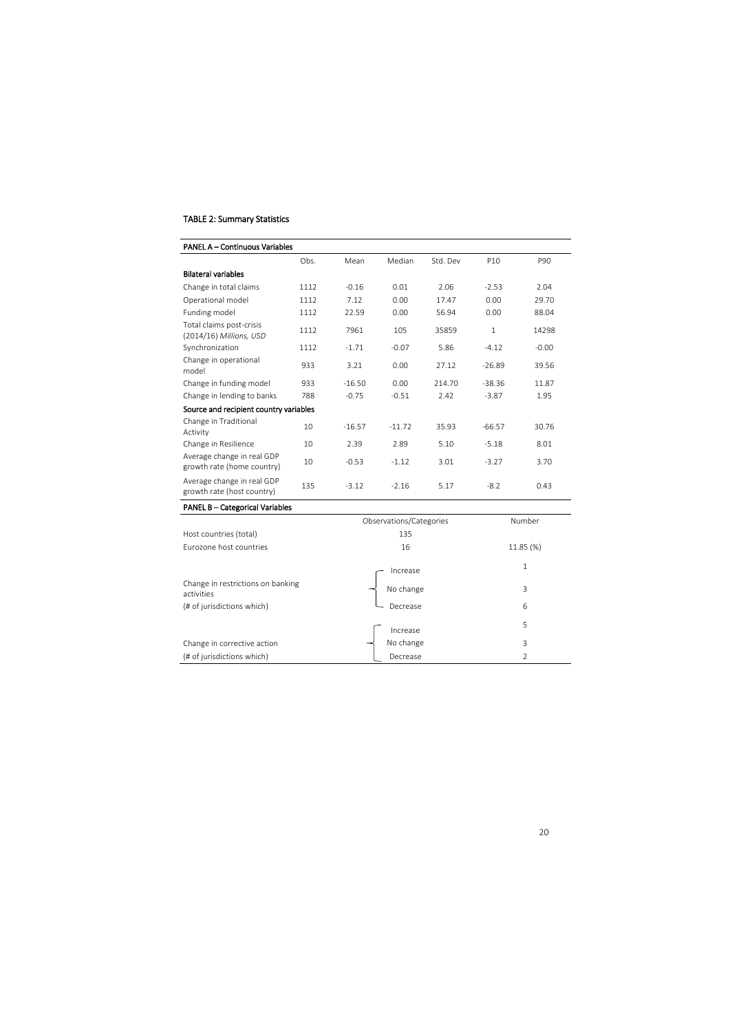TABLE 2: Summary Statistics

| PANEL A – Continuous Variables | | | | | | |
|---|---|---|---|---|---|---|
| | Obs. | Mean | Median | Std. Dev | P10 | P90 |
| **Bilateral variables** | | | | | | |
| Change in total claims | 1112 | -0.16 | 0.01 | 2.06 | -2.53 | 2.04 |
| Operational model | 1112 | 7.12 | 0.00 | 17.47 | 0.00 | 29.70 |
| Funding model | 1112 | 22.59 | 0.00 | 56.94 | 0.00 | 88.04 |
| Total claims post-crisis (2014/16) *Millions, USD* | 1112 | 7961 | 105 | 35859 | 1 | 14298 |
| Synchronization | 1112 | -1.71 | -0.07 | 5.86 | -4.12 | -0.00 |
| Change in operational model | 933 | 3.21 | 0.00 | 27.12 | -26.89 | 39.56 |
| Change in funding model | 933 | -16.50 | 0.00 | 214.70 | -38.36 | 11.87 |
| Change in lending to banks | 788 | -0.75 | -0.51 | 2.42 | -3.87 | 1.95 |
| **Source and recipient country variables** | | | | | | |
| Change in Traditional Activity | 10 | -16.57 | -11.72 | 35.93 | -66.57 | 30.76 |
| Change in Resilience | 10 | 2.39 | 2.89 | 5.10 | -5.18 | 8.01 |
| Average change in real GDP growth rate (home country) | 10 | -0.53 | -1.12 | 3.01 | -3.27 | 3.70 |
| Average change in real GDP growth rate (host country) | 135 | -3.12 | -2.16 | 5.17 | -8.2 | 0.43 |

| PANEL B – Categorical Variables | | |
|---|---|---|
| | Observations/Categories | Number |
| Host countries (total) | 135 | |
| Eurozone host countries | 16 | 11.85 (%) |
| Change in restrictions on banking activities (# of jurisdictions which) | Increase | 1 |
| | No change | 3 |
| | Decrease | 6 |
| Change in corrective action (# of jurisdictions which) | Increase | 5 |
| | No change | 3 |
| | Decrease | 2 |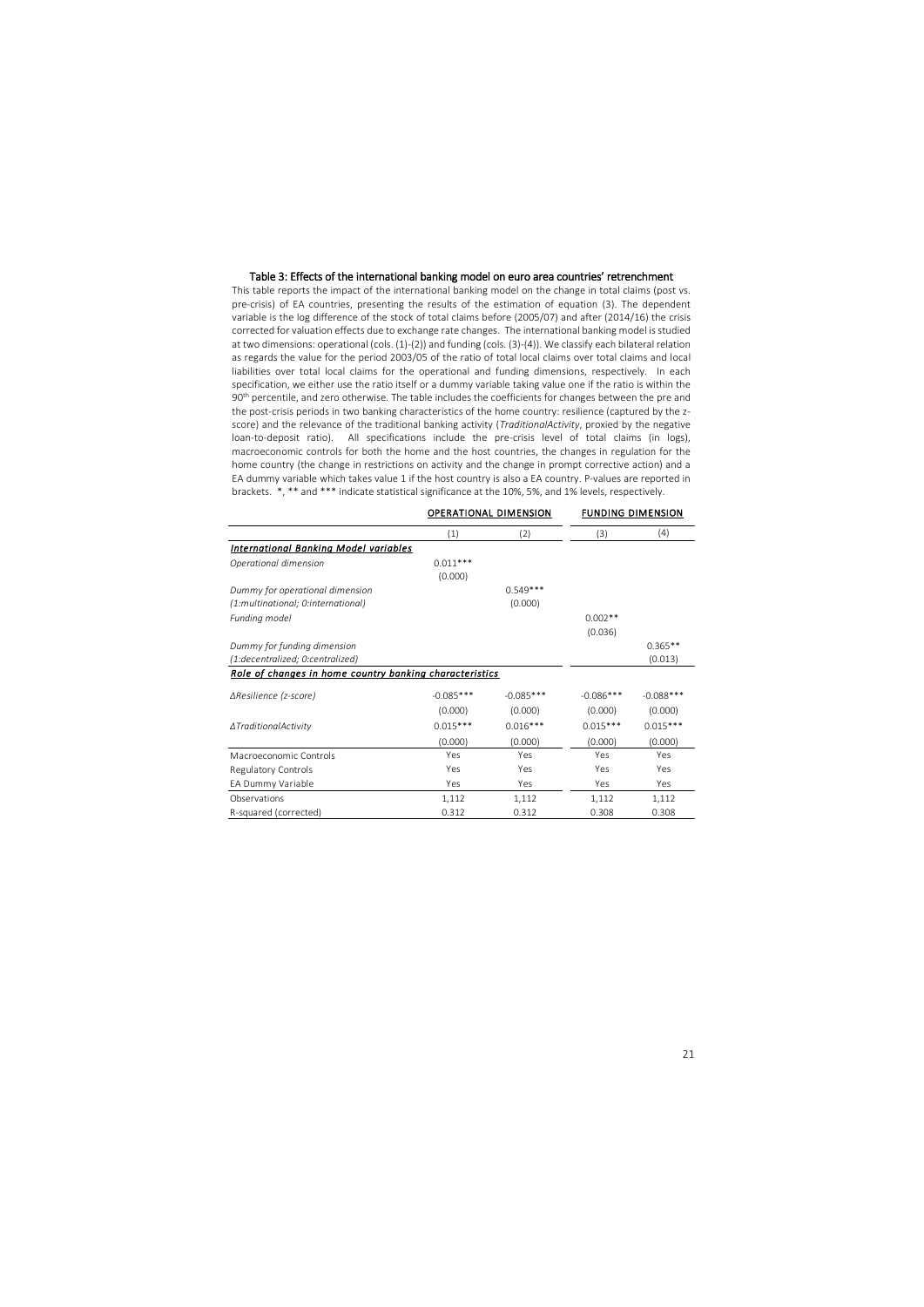### Table 3: Effects of the international banking model on euro area countries' retrenchment

This table reports the impact of the international banking model on the change in total claims (post vs. pre-crisis) of EA countries, presenting the results of the estimation of equation (3). The dependent variable is the log difference of the stock of total claims before (2005/07) and after (2014/16) the crisis corrected for valuation effects due to exchange rate changes. The international banking model is studied at two dimensions: operational (cols. (1)-(2)) and funding (cols. (3)-(4)). We classify each bilateral relation as regards the value for the period 2003/05 of the ratio of total local claims over total claims and local liabilities over total local claims for the operational and funding dimensions, respectively. In each specification, we either use the ratio itself or a dummy variable taking value one if the ratio is within the 90th percentile, and zero otherwise. The table includes the coefficients for changes between the pre and the post-crisis periods in two banking characteristics of the home country: resilience (captured by the z-score) and the relevance of the traditional banking activity (*TraditionalActivity*, proxied by the negative loan-to-deposit ratio). All specifications include the pre-crisis level of total claims (in logs), macroeconomic controls for both the home and the host countries, the changes in regulation for the home country (the change in restrictions on activity and the change in prompt corrective action) and a EA dummy variable which takes value 1 if the host country is also a EA country. P-values are reported in brackets. *, ** and *** indicate statistical significance at the 10%, 5%, and 1% levels, respectively.

| | OPERATIONAL DIMENSION | | FUNDING DIMENSION | |
|---|---|---|---|---|
| | (1) | (2) | (3) | (4) |
| ***International Banking Model variables*** | | | | |
| *Operational dimension* | 0.011*** | | | |
| | (0.000) | | | |
| *Dummy for operational dimension (1:multinational; 0:international)* | | 0.549*** | | |
| | | (0.000) | | |
| *Funding model* | | | 0.002** | |
| | | | (0.036) | |
| *Dummy for funding dimension (1:decentralized; 0:centralized)* | | | | 0.365** |
| | | | | (0.013) |
| ***Role of changes in home country banking characteristics*** | | | | |
| *ΔResilience (z-score)* | -0.085*** | -0.085*** | -0.086*** | -0.088*** |
| | (0.000) | (0.000) | (0.000) | (0.000) |
| *ΔTraditionalActivity* | 0.015*** | 0.016*** | 0.015*** | 0.015*** |
| | (0.000) | (0.000) | (0.000) | (0.000) |
| Macroeconomic Controls | Yes | Yes | Yes | Yes |
| Regulatory Controls | Yes | Yes | Yes | Yes |
| EA Dummy Variable | Yes | Yes | Yes | Yes |
| Observations | 1,112 | 1,112 | 1,112 | 1,112 |
| R-squared (corrected) | 0.312 | 0.312 | 0.308 | 0.308 |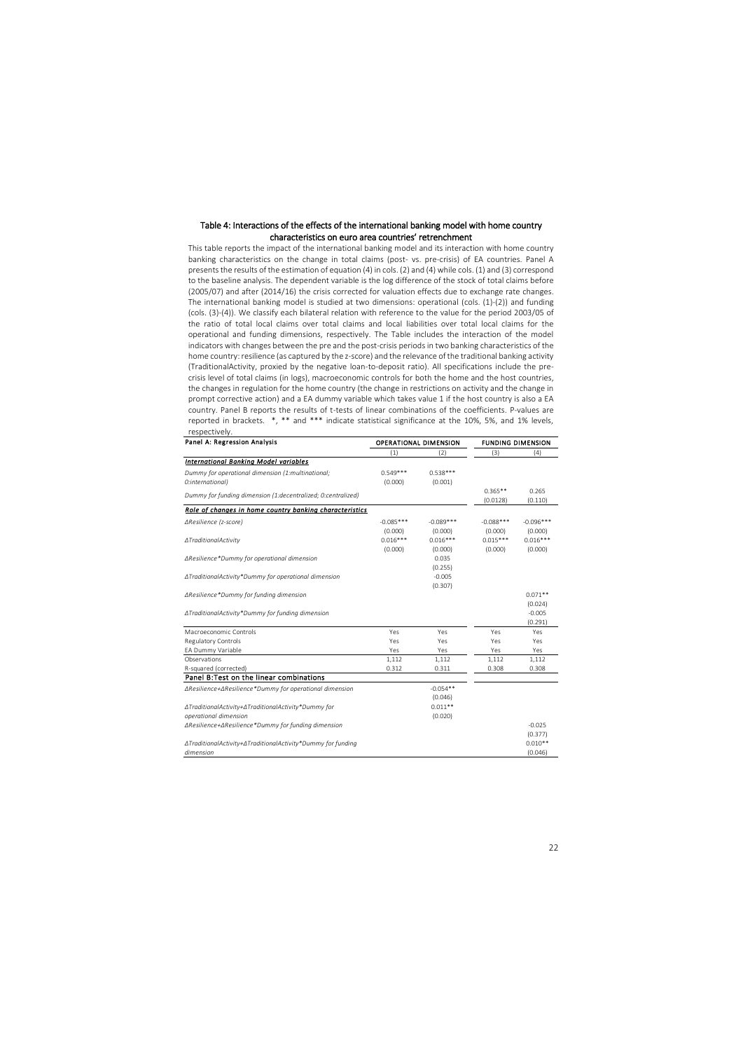### Table 4: Interactions of the effects of the international banking model with home country characteristics on euro area countries' retrenchment

This table reports the impact of the international banking model and its interaction with home country banking characteristics on the change in total claims (post- vs. pre-crisis) of EA countries. Panel A presents the results of the estimation of equation (4) in cols. (2) and (4) while cols. (1) and (3) correspond to the baseline analysis. The dependent variable is the log difference of the stock of total claims before (2005/07) and after (2014/16) the crisis corrected for valuation effects due to exchange rate changes. The international banking model is studied at two dimensions: operational (cols. (1)-(2)) and funding (cols. (3)-(4)). We classify each bilateral relation with reference to the value for the period 2003/05 of the ratio of total local claims over total claims and local liabilities over total local claims for the operational and funding dimensions, respectively. The Table includes the interaction of the model indicators with changes between the pre and the post-crisis periods in two banking characteristics of the home country: resilience (as captured by the z-score) and the relevance of the traditional banking activity (TraditionalActivity, proxied by the negative loan-to-deposit ratio). All specifications include the pre-crisis level of total claims (in logs), macroeconomic controls for both the home and the host countries, the changes in regulation for the home country (the change in restrictions on activity and the change in prompt corrective action) and a EA dummy variable which takes value 1 if the host country is also a EA country. Panel B reports the results of t-tests of linear combinations of the coefficients. P-values are reported in brackets. *, ** and *** indicate statistical significance at the 10%, 5%, and 1% levels, respectively.

| **Panel A: Regression Analysis** | **OPERATIONAL DIMENSION** | | **FUNDING DIMENSION** | |
|---|---|---|---|---|
| | (1) | (2) | (3) | (4) |
| ***International Banking Model variables*** | | | | |
| *Dummy for operational dimension (1:multinational; 0:international)* | 0.549*** | 0.538*** | | |
| | (0.000) | (0.001) | | |
| *Dummy for funding dimension (1:decentralized; 0:centralized)* | | | 0.365** | 0.265 |
| | | | (0.0128) | (0.110) |
| ***Role of changes in home country banking characteristics*** | | | | |
| *ΔResilience (z-score)* | -0.085*** | -0.089*** | -0.088*** | -0.096*** |
| | (0.000) | (0.000) | (0.000) | (0.000) |
| *ΔTraditionalActivity* | 0.016*** | 0.016*** | 0.015*** | 0.016*** |
| | (0.000) | (0.000) | (0.000) | (0.000) |
| *ΔResilience*Dummy for operational dimension* | | 0.035 | | |
| | | (0.255) | | |
| *ΔTraditionalActivity*Dummy for operational dimension* | | -0.005 | | |
| | | (0.307) | | |
| *ΔResilience*Dummy for funding dimension* | | | | 0.071** |
| | | | | (0.024) |
| *ΔTraditionalActivity*Dummy for funding dimension* | | | | -0.005 |
| | | | | (0.291) |
| Macroeconomic Controls | Yes | Yes | Yes | Yes |
| Regulatory Controls | Yes | Yes | Yes | Yes |
| EA Dummy Variable | Yes | Yes | Yes | Yes |
| Observations | 1,112 | 1,112 | 1,112 | 1,112 |
| R-squared (corrected) | 0.312 | 0.311 | 0.308 | 0.308 |
| **Panel B:Test on the linear combinations** | | | | |
| *ΔResilience+ΔResilience*Dummy for operational dimension* | | -0.054** | | |
| | | (0.046) | | |
| *ΔTraditionalActivity+ΔTraditionalActivity*Dummy for operational dimension* | | 0.011** | | |
| | | (0.020) | | |
| *ΔResilience+ΔResilience*Dummy for funding dimension* | | | | -0.025 |
| | | | | (0.377) |
| *ΔTraditionalActivity+ΔTraditionalActivity*Dummy for funding dimension* | | | | 0.010** |
| | | | | (0.046) |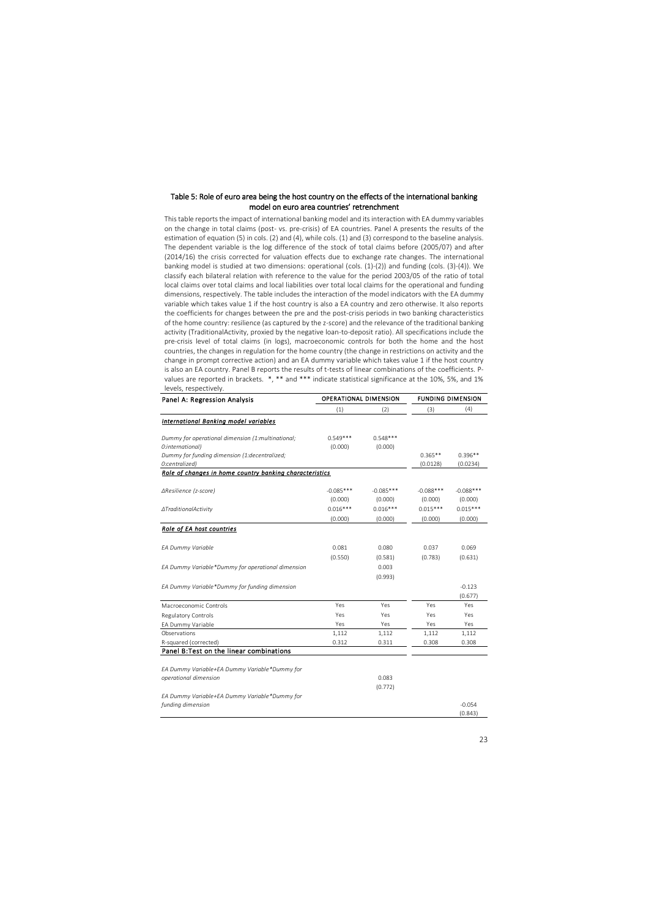### Table 5: Role of euro area being the host country on the effects of the international banking model on euro area countries' retrenchment

This table reports the impact of international banking model and its interaction with EA dummy variables on the change in total claims (post- vs. pre-crisis) of EA countries. Panel A presents the results of the estimation of equation (5) in cols. (2) and (4), while cols. (1) and (3) correspond to the baseline analysis. The dependent variable is the log difference of the stock of total claims before (2005/07) and after (2014/16) the crisis corrected for valuation effects due to exchange rate changes. The international banking model is studied at two dimensions: operational (cols. (1)-(2)) and funding (cols. (3)-(4)). We classify each bilateral relation with reference to the value for the period 2003/05 of the ratio of total local claims over total claims and local liabilities over total local claims for the operational and funding dimensions, respectively. The table includes the interaction of the model indicators with the EA dummy variable which takes value 1 if the host country is also a EA country and zero otherwise. It also reports the coefficients for changes between the pre and the post-crisis periods in two banking characteristics of the home country: resilience (as captured by the z-score) and the relevance of the traditional banking activity (TraditionalActivity, proxied by the negative loan-to-deposit ratio). All specifications include the pre-crisis level of total claims (in logs), macroeconomic controls for both the home and the host countries, the changes in regulation for the home country (the change in restrictions on activity and the change in prompt corrective action) and an EA dummy variable which takes value 1 if the host country is also an EA country. Panel B reports the results of t-tests of linear combinations of the coefficients. P-values are reported in brackets. *, ** and *** indicate statistical significance at the 10%, 5%, and 1% levels, respectively.

| Panel A: Regression Analysis | OPERATIONAL DIMENSION | | FUNDING DIMENSION | |
|---|---|---|---|---|
| | (1) | (2) | (3) | (4) |
| ***International Banking model variables*** | | | | |
| *Dummy for operational dimension (1:multinational; 0:international)* | 0.549*** | 0.548*** | | |
| | (0.000) | (0.000) | | |
| *Dummy for funding dimension (1:decentralized; 0:centralized)* | | | 0.365** | 0.396** |
| | | | (0.0128) | (0.0234) |
| ***Role of changes in home country banking characteristics*** | | | | |
| *ΔResilience (z-score)* | -0.085*** | -0.085*** | -0.088*** | -0.088*** |
| | (0.000) | (0.000) | (0.000) | (0.000) |
| *ΔTraditionalActivity* | 0.016*** | 0.016*** | 0.015*** | 0.015*** |
| | (0.000) | (0.000) | (0.000) | (0.000) |
| ***Role of EA host countries*** | | | | |
| *EA Dummy Variable* | 0.081 | 0.080 | 0.037 | 0.069 |
| | (0.550) | (0.581) | (0.783) | (0.631) |
| *EA Dummy Variable\*Dummy for operational dimension* | | 0.003 | | |
| | | (0.993) | | |
| *EA Dummy Variable\*Dummy for funding dimension* | | | | -0.123 |
| | | | | (0.677) |
| Macroeconomic Controls | Yes | Yes | Yes | Yes |
| Regulatory Controls | Yes | Yes | Yes | Yes |
| EA Dummy Variable | Yes | Yes | Yes | Yes |
| Observations | 1,112 | 1,112 | 1,112 | 1,112 |
| R-squared (corrected) | 0.312 | 0.311 | 0.308 | 0.308 |
| **Panel B:Test on the linear combinations** | | | | |
| *EA Dummy Variable+EA Dummy Variable\*Dummy for operational dimension* | | 0.083 | | |
| | | (0.772) | | |
| *EA Dummy Variable+EA Dummy Variable\*Dummy for funding dimension* | | | | -0.054 |
| | | | | (0.843) |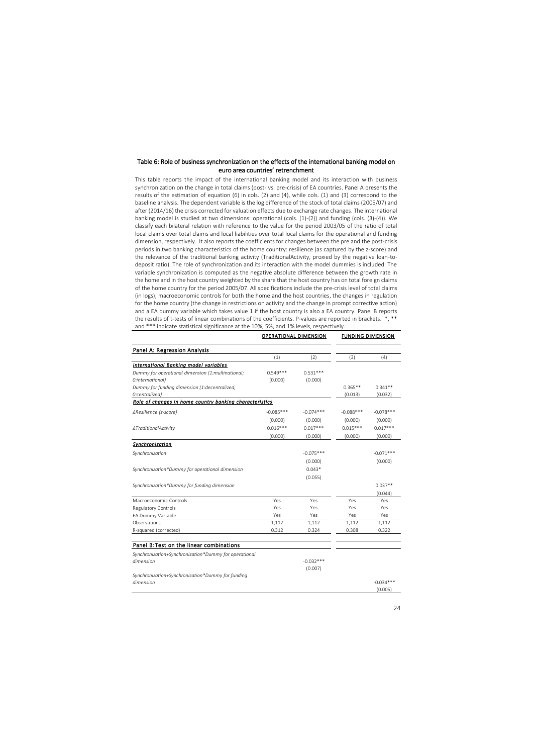### Table 6: Role of business synchronization on the effects of the international banking model on euro area countries' retrenchment

This table reports the impact of the international banking model and its interaction with business synchronization on the change in total claims (post- vs. pre-crisis) of EA countries. Panel A presents the results of the estimation of equation (6) in cols. (2) and (4), while cols. (1) and (3) correspond to the baseline analysis. The dependent variable is the log difference of the stock of total claims (2005/07) and after (2014/16) the crisis corrected for valuation effects due to exchange rate changes. The international banking model is studied at two dimensions: operational (cols. (1)-(2)) and funding (cols. (3)-(4)). We classify each bilateral relation with reference to the value for the period 2003/05 of the ratio of total local claims over total claims and local liabilities over total local claims for the operational and funding dimension, respectively. It also reports the coefficients for changes between the pre and the post-crisis periods in two banking characteristics of the home country: resilience (as captured by the z-score) and the relevance of the traditional banking activity (TraditionalActivity, proxied by the negative loan-to-deposit ratio). The role of synchronization and its interaction with the model dummies is included. The variable synchronization is computed as the negative absolute difference between the growth rate in the home and in the host country weighted by the share that the host country has on total foreign claims of the home country for the period 2005/07. All specifications include the pre-crisis level of total claims (in logs), macroeconomic controls for both the home and the host countries, the changes in regulation for the home country (the change in restrictions on activity and the change in prompt corrective action) and a EA dummy variable which takes value 1 if the host country is also a EA country. Panel B reports the results of t-tests of linear combinations of the coefficients. P-values are reported in brackets. *, ** and *** indicate statistical significance at the 10%, 5%, and 1% levels, respectively.

| | OPERATIONAL DIMENSION | | FUNDING DIMENSION | |
|---|---|---|---|---|
| **Panel A: Regression Analysis** | | | | |
| | (1) | (2) | (3) | (4) |
| ***International Banking model variables*** | | | | |
| *Dummy for operational dimension (1:multinational; 0:international)* | 0.549*** | 0.531*** | | |
| | (0.000) | (0.000) | | |
| *Dummy for funding dimension (1:decentralized; 0:centralized)* | | | 0.365** | 0.341** |
| | | | (0.013) | (0.032) |
| ***Role of changes in home country banking characteristics*** | | | | |
| *ΔResilience (z-score)* | -0.085*** | -0.074*** | -0.088*** | -0.078*** |
| | (0.000) | (0.000) | (0.000) | (0.000) |
| *ΔTraditionalActivity* | 0.016*** | 0.017*** | 0.015*** | 0.017*** |
| | (0.000) | (0.000) | (0.000) | (0.000) |
| ***Synchronization*** | | | | |
| *Synchronization* | | -0.075*** | | -0.071*** |
| | | (0.000) | | (0.000) |
| *Synchronization*Dummy for operational dimension* | | 0.043* | | |
| | | (0.055) | | |
| *Synchronization*Dummy for funding dimension* | | | | 0.037** |
| | | | | (0.044) |
| Macroeconomic Controls | Yes | Yes | Yes | Yes |
| Regulatory Controls | Yes | Yes | Yes | Yes |
| EA Dummy Variable | Yes | Yes | Yes | Yes |
| Observations | 1,112 | 1,112 | 1,112 | 1,112 |
| R-squared (corrected) | 0.312 | 0.324 | 0.308 | 0.322 |
| **Panel B:Test on the linear combinations** | | | | |
| *Synchronization+Synchronization*Dummy for operational dimension* | | -0.032*** | | |
| | | (0.007) | | |
| *Synchronization+Synchronization*Dummy for funding dimension* | | | | -0.034*** |
| | | | | (0.005) |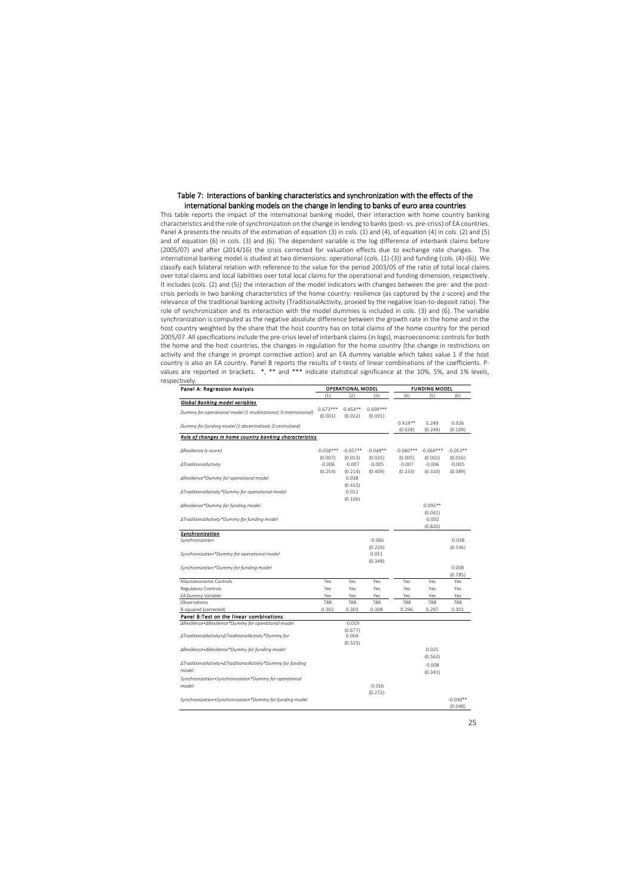## Table 7: Interactions of banking characteristics and synchronization with the effects of the international banking models on the change in lending to banks of euro area countries

This table reports the impact of the international banking model, their interaction with home country banking characteristics and the role of synchronization on the change in lending to banks (post- vs. pre-crisis) of EA countries. Panel A presents the results of the estimation of equation (3) in cols. (1) and (4), of equation (4) in cols. (2) and (5) and of equation (6) in cols. (3) and (6). The dependent variable is the log difference of interbank claims before (2005/07) and after (2014/16) the crisis corrected for valuation effects due to exchange rate changes. The international banking model is studied at two dimensions: operational (cols. (1)-(3)) and funding (cols. (4)-(6)). We classify each bilateral relation with reference to the value for the period 2003/05 of the ratio of total local claims over total claims and local liabilities over total local claims for the operational and funding dimension, respectively. It includes (cols. (2) and (5)) the interaction of the model indicators with changes between the pre- and the post-crisis periods in two banking characteristics of the home country: resilience (as captured by the z-score) and the relevance of the traditional banking activity (TraditionalActivity, proxied by the negative loan-to-deposit ratio). The role of synchronization and its interaction with the model dummies is included in cols. (3) and (6). The variable synchronization is computed as the negative absolute difference between the growth rate in the home and in the host country weighted by the share that the host country has on total claims of the home country for the period 2005/07. All specifications include the pre-crisis level of interbank claims (in logs), macroeconomic controls for both the home and the host countries, the changes in regulation for the home country (the change in restrictions on activity and the change in prompt corrective action) and an EA dummy variable which takes value 1 if the host country is also an EA country. Panel B reports the results of t-tests of linear combinations of the coefficients. P-values are reported in brackets. *, ** and *** indicate statistical significance at the 10%, 5%, and 1% levels, respectively.

| Panel A: Regression Analysis | OPERATIONAL MODEL | | | FUNDING MODEL | | |
|---|---|---|---|---|---|---|
| | (1) | (2) | (3) | (4) | (5) | (6) |
| ***Global Banking model variables*** | | | | | | |
| *Dummy for operational model (1:multinational; 0:international)* | 0.673*** | 0.454** | 0.699*** | | | |
| | (0.001) | (0.022) | (0.001) | | | |
| *Dummy for funding model (1:decentralized; 0:centralized)* | | | | 0.419** | 0.249 | 0.326 |
| | | | | (0.028) | (0.249) | (0.109) |
| ***Role of changes in home country banking characteristics*** | | | | | | |
| *ΔResilience (z-score)* | -0.058*** | -0.057** | -0.049** | -0.060*** | -0.069*** | -0.053** |
| | (0.007) | (0.013) | (0.035) | (0.005) | (0.002) | (0.016) |
| *ΔTraditionalActivity* | -0.006 | -0.007 | -0.005 | -0.007 | -0.006 | -0.005 |
| | (0.254) | (0.214) | (0.409) | (0.233) | (0.310) | (0.389) |
| *ΔResilience\*Dummy for operational model* | | 0.038 | | | | |
| | | (0.415) | | | | |
| *ΔTraditionalActivity\*Dummy for operational model* | | 0.012 | | | | |
| | | (0.106) | | | | |
| *ΔResilience\*Dummy for funding model* | | | | | 0.095** | |
| | | | | | (0.042) | |
| *ΔTraditionalActivity\*Dummy for funding model* | | | | | -0.002 | |
| | | | | | (0.820) | |
| ***Synchronization*** | | | | | | |
| *Synchronization* | | | -0.066 | | | -0.038 |
| | | | (0.226) | | | (0.146) |
| *Synchronization\*Dummy for operational model* | | | 0.051 | | | |
| | | | (0.348) | | | |
| *Synchronization\*Dummy for funding model* | | | | | | 0.008 |
| | | | | | | (0.785) |
| Macroeconomic Controls | Yes | Yes | Yes | Yes | Yes | Yes |
| Regulatory Controls | Yes | Yes | Yes | Yes | Yes | Yes |
| EA Dummy Variable | Yes | Yes | Yes | Yes | Yes | Yes |
| Observations | 788 | 788 | 788 | 788 | 788 | 788 |
| R-squared (corrected) | 0.302 | 0.303 | 0.308 | 0.296 | 0.297 | 0.301 |
| **Panel B:Test on the linear combinations** | | | | | | |
| *ΔResilience+ΔResilience\*Dummy for operational model* | | -0.019 | | | | |
| | | (0.677) | | | | |
| *ΔTraditionalActivity+ΔTraditionalActivity\*Dummy for* | | 0.004 | | | | |
| | | (0.525) | | | | |
| *ΔResilience+ΔResilience\*Dummy for funding model* | | | | | 0.025 | |
| | | | | | (0.563) | |
| *ΔTraditionalActivity+ΔTraditionalActivity\*Dummy for funding model* | | | | | -0.008 | |
| | | | | | (0.341) | |
| *Synchronization+Synchronization\*Dummy for operational model* | | | -0.016 | | | |
| | | | (0.272) | | | |
| *Synchronization+Synchronization\*Dummy for funding model* | | | | | | -0.030** |
| | | | | | | (0.048) |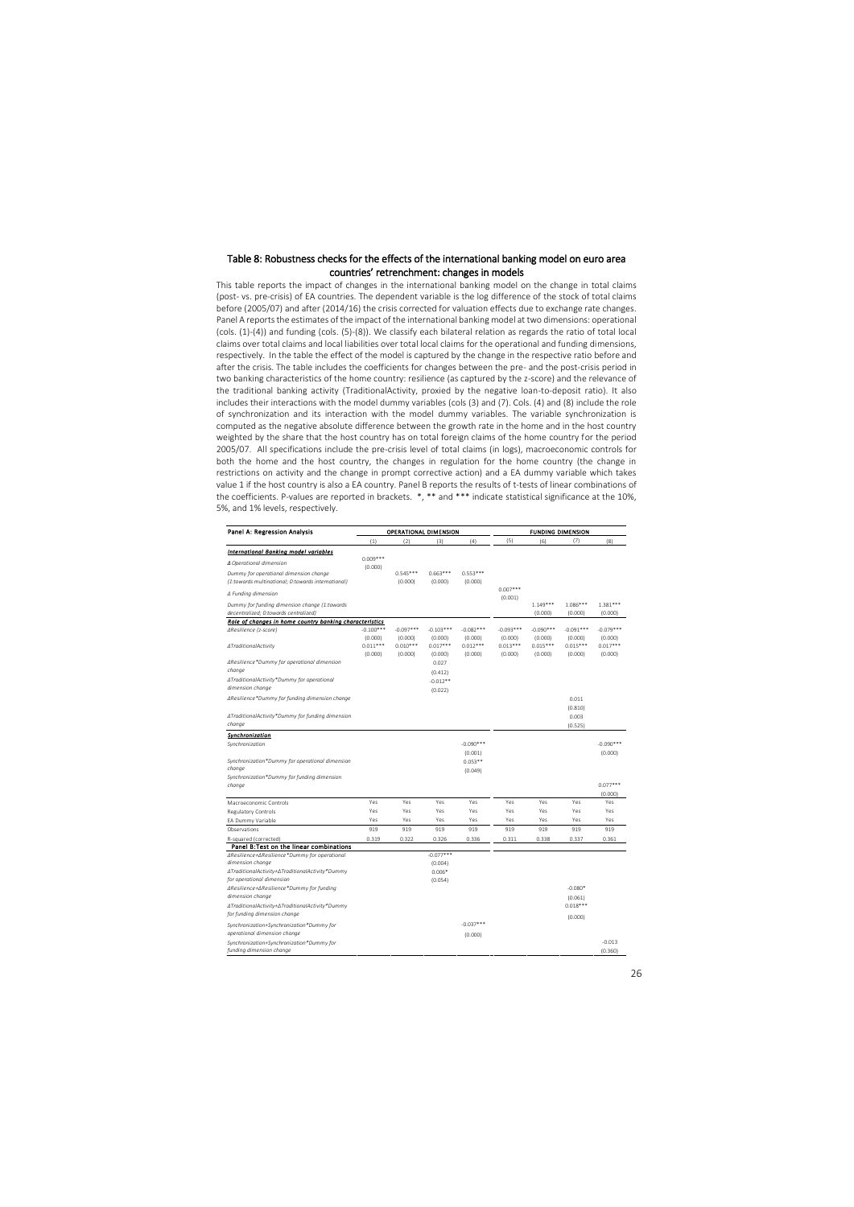## Table 8: Robustness checks for the effects of the international banking model on euro area countries' retrenchment: changes in models

This table reports the impact of changes in the international banking model on the change in total claims (post- vs. pre-crisis) of EA countries. The dependent variable is the log difference of the stock of total claims before (2005/07) and after (2014/16) the crisis corrected for valuation effects due to exchange rate changes. Panel A reports the estimates of the impact of the international banking model at two dimensions: operational (cols. (1)-(4)) and funding (cols. (5)-(8)). We classify each bilateral relation as regards the ratio of total local claims over total claims and local liabilities over total local claims for the operational and funding dimensions, respectively. In the table the effect of the model is captured by the change in the respective ratio before and after the crisis. The table includes the coefficients for changes between the pre- and the post-crisis period in two banking characteristics of the home country: resilience (as captured by the z-score) and the relevance of the traditional banking activity (TraditionalActivity, proxied by the negative loan-to-deposit ratio). It also includes their interactions with the model dummy variables (cols (3) and (7). Cols. (4) and (8) include the role of synchronization and its interaction with the model dummy variables. The variable synchronization is computed as the negative absolute difference between the growth rate in the home and in the host country weighted by the share that the host country has on total foreign claims of the home country for the period 2005/07. All specifications include the pre-crisis level of total claims (in logs), macroeconomic controls for both the home and the host country, the changes in regulation for the home country (the change in restrictions on activity and the change in prompt corrective action) and a EA dummy variable which takes value 1 if the host country is also a EA country. Panel B reports the results of t-tests of linear combinations of the coefficients. P-values are reported in brackets. *, ** and *** indicate statistical significance at the 10%, 5%, and 1% levels, respectively.

| Panel A: Regression Analysis | OPERATIONAL DIMENSION | | | | FUNDING DIMENSION | | | |
|---|---|---|---|---|---|---|---|---|
| | (1) | (2) | (3) | (4) | (5) | (6) | (7) | (8) |
| ***International Banking model variables*** | | | | | | | | |
| *Δ Operational dimension* | 0.009*** | | | | | | | |
| | (0.000) | | | | | | | |
| *Dummy for operational dimension change (1:towards multinational; 0:towards international)* | | 0.545*** | 0.663*** | 0.553*** | | | | |
| | | (0.000) | (0.000) | (0.000) | | | | |
| *Δ Funding dimension* | | | | | 0.007*** | | | |
| | | | | | (0.001) | | | |
| *Dummy for funding dimension change (1:towards decentralized; 0:towards centralized)* | | | | | | 1.149*** | 1.086*** | 1.381*** |
| | | | | | | (0.000) | (0.000) | (0.000) |
| ***Role of changes in home country banking characteristics*** | | | | | | | | |
| *ΔResilience (z-score)* | -0.100*** | -0.097*** | -0.103*** | -0.082*** | -0.093*** | -0.090*** | -0.091*** | -0.079*** |
| | (0.000) | (0.000) | (0.000) | (0.000) | (0.000) | (0.000) | (0.000) | (0.000) |
| *ΔTraditionalActivity* | 0.011*** | 0.010*** | 0.017*** | 0.012*** | 0.013*** | 0.015*** | 0.015*** | 0.017*** |
| | (0.000) | (0.000) | (0.000) | (0.000) | (0.000) | (0.000) | (0.000) | (0.000) |
| *ΔResilience\*Dummy for operational dimension change* | | | 0.027 | | | | | |
| | | | (0.412) | | | | | |
| *ΔTraditionalActivity\*Dummy for operational dimension change* | | | -0.012** | | | | | |
| | | | (0.022) | | | | | |
| *ΔResilience\*Dummy for funding dimension change* | | | | | | | 0.011 | |
| | | | | | | | (0.810) | |
| *ΔTraditionalActivity\*Dummy for funding dimension change* | | | | | | | 0.003 | |
| | | | | | | | (0.525) | |
| ***Synchronization*** | | | | | | | | |
| *Synchronization* | | | | -0.090*** | | | | -0.090*** |
| | | | | (0.001) | | | | (0.000) |
| *Synchronization\*Dummy for operational dimension change* | | | | 0.053** | | | | |
| | | | | (0.049) | | | | |
| *Synchronization\*Dummy for funding dimension change* | | | | | | | | 0.077*** |
| | | | | | | | | (0.000) |
| Macroeconomic Controls | Yes | Yes | Yes | Yes | Yes | Yes | Yes | Yes |
| Regulatory Controls | Yes | Yes | Yes | Yes | Yes | Yes | Yes | Yes |
| EA Dummy Variable | Yes | Yes | Yes | Yes | Yes | Yes | Yes | Yes |
| Observations | 919 | 919 | 919 | 919 | 919 | 919 | 919 | 919 |
| R-squared (corrected) | 0.319 | 0.322 | 0.326 | 0.336 | 0.311 | 0.338 | 0.337 | 0.361 |
| **Panel B: Test on the linear combinations** | | | | | | | | |
| *ΔResilience+ΔResilience\*Dummy for operational dimension change* | | | -0.077*** | | | | | |
| | | | (0.004) | | | | | |
| *ΔTraditionalActivity+ΔTraditionalActivity\*Dummy for operational dimension* | | | 0.006* | | | | | |
| | | | (0.054) | | | | | |
| *ΔResilience+ΔResilience\*Dummy for funding dimension change* | | | | | | | -0.080* | |
| | | | | | | | (0.061) | |
| *ΔTraditionalActivity+ΔTraditionalActivity\*Dummy for funding dimension change* | | | | | | | 0.018*** | |
| | | | | | | | (0.000) | |
| *Synchronization+Synchronization\*Dummy for operational dimension change* | | | | -0.037*** | | | | |
| | | | | (0.000) | | | | |
| *Synchronization+Synchronization\*Dummy for funding dimension change* | | | | | | | | -0.013 |
| | | | | | | | | (0.360) |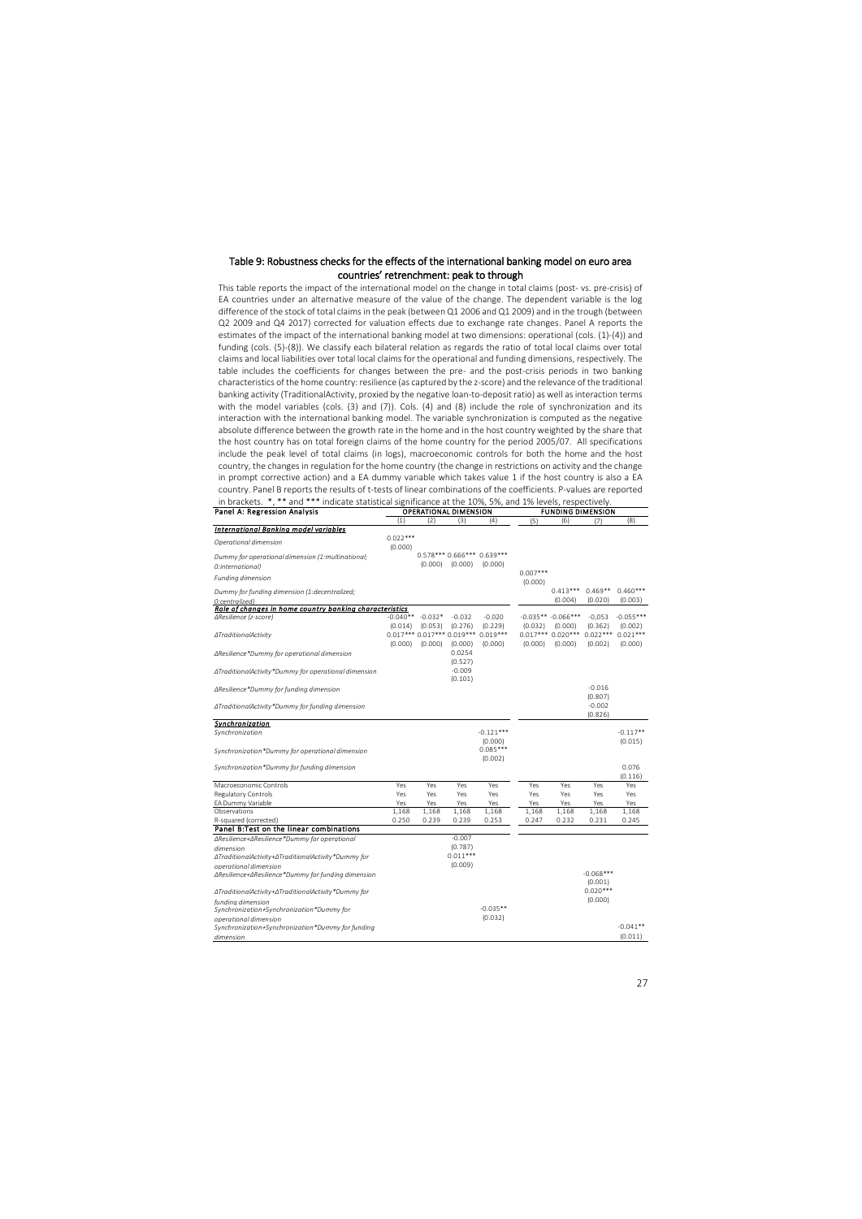## Table 9: Robustness checks for the effects of the international banking model on euro area countries' retrenchment: peak to through

This table reports the impact of the international model on the change in total claims (post- vs. pre-crisis) of EA countries under an alternative measure of the value of the change. The dependent variable is the log difference of the stock of total claims in the peak (between Q1 2006 and Q1 2009) and in the trough (between Q2 2009 and Q4 2017) corrected for valuation effects due to exchange rate changes. Panel A reports the estimates of the impact of the international banking model at two dimensions: operational (cols. (1)-(4)) and funding (cols. (5)-(8)). We classify each bilateral relation as regards the ratio of total local claims over total claims and local liabilities over total local claims for the operational and funding dimensions, respectively. The table includes the coefficients for changes between the pre- and the post-crisis periods in two banking characteristics of the home country: resilience (as captured by the z-score) and the relevance of the traditional banking activity (TraditionalActivity, proxied by the negative loan-to-deposit ratio) as well as interaction terms with the model variables (cols. (3) and (7)). Cols. (4) and (8) include the role of synchronization and its interaction with the international banking model. The variable synchronization is computed as the negative absolute difference between the growth rate in the home and in the host country weighted by the share that the host country has on total foreign claims of the home country for the period 2005/07. All specifications include the peak level of total claims (in logs), macroeconomic controls for both the home and the host country, the changes in regulation for the home country (the change in restrictions on activity and the change in prompt corrective action) and a EA dummy variable which takes value 1 if the host country is also a EA country. Panel B reports the results of t-tests of linear combinations of the coefficients. P-values are reported in brackets. *, ** and *** indicate statistical significance at the 10%, 5%, and 1% levels, respectively.

| Panel A: Regression Analysis | OPERATIONAL DIMENSION | | | | FUNDING DIMENSION | | | |
|---|---|---|---|---|---|---|---|---|
| | (1) | (2) | (3) | (4) | (5) | (6) | (7) | (8) |
| ***International Banking model variables*** | | | | | | | | |
| *Operational dimension* | 0.022*** | | | | | | | |
| | (0.000) | | | | | | | |
| *Dummy for operational dimension (1:multinational; 0:international)* | | 0.578*** | 0.666*** | 0.639*** | | | | |
| | | (0.000) | (0.000) | (0.000) | | | | |
| *Funding dimension* | | | | | 0.007*** | | | |
| | | | | | (0.000) | | | |
| *Dummy for funding dimension (1:decentralized; 0:centralized)* | | | | | | 0.413*** | 0.469** | 0.460*** |
| | | | | | | (0.004) | (0.020) | (0.003) |
| ***Role of changes in home country banking characteristics*** | | | | | | | | |
| *ΔResilience (z-score)* | -0.040** | -0.032* | -0.032 | -0.020 | -0.035** | -0.066*** | -0,053 | -0.055*** |
| | (0.014) | (0.053) | (0.276) | (0.229) | (0.032) | (0.000) | (0.362) | (0.002) |
| *ΔTraditionalActivity* | 0.017*** | 0.017*** | 0.019*** | 0.019*** | 0.017*** | 0.020*** | 0.022*** | 0.021*** |
| | (0.000) | (0.000) | (0.000) | (0.000) | (0.000) | (0.000) | (0.002) | (0.000) |
| *ΔResilience*Dummy for operational dimension* | | | 0.0254 | | | | | |
| | | | (0.527) | | | | | |
| *ΔTraditionalActivity*Dummy for operational dimension* | | | -0.009 | | | | | |
| | | | (0.101) | | | | | |
| *ΔResilience*Dummy for funding dimension* | | | | | | | -0.016 | |
| | | | | | | | (0.807) | |
| *ΔTraditionalActivity*Dummy for funding dimension* | | | | | | | -0.002 | |
| | | | | | | | (0.826) | |
| ***Synchronization*** | | | | | | | | |
| *Synchronization* | | | | -0.121*** | | | | -0.117** |
| | | | | (0.000) | | | | (0.015) |
| *Synchronization*Dummy for operational dimension* | | | | 0.085*** | | | | |
| | | | | (0.002) | | | | |
| *Synchronization*Dummy for funding dimension* | | | | | | | | 0.076 |
| | | | | | | | | (0.116) |
| Macroeconomic Controls | Yes | Yes | Yes | Yes | Yes | Yes | Yes | Yes |
| Regulatory Controls | Yes | Yes | Yes | Yes | Yes | Yes | Yes | Yes |
| EA Dummy Variable | Yes | Yes | Yes | Yes | Yes | Yes | Yes | Yes |
| Observations | 1,168 | 1,168 | 1,168 | 1,168 | 1,168 | 1,168 | 1,168 | 1,168 |
| R-squared (corrected) | 0.250 | 0.239 | 0.239 | 0.253 | 0.247 | 0.232 | 0.231 | 0.245 |
| **Panel B:Test on the linear combinations** | | | | | | | | |
| *ΔResilience+ΔResilience*Dummy for operational dimension* | | | -0.007 | | | | | |
| | | | (0.787) | | | | | |
| *ΔTraditionalActivity+ΔTraditionalActivity*Dummy for operational dimension* | | | 0.011*** | | | | | |
| | | | (0.009) | | | | | |
| *ΔResilience+ΔResilience*Dummy for funding dimension* | | | | | | | -0.068*** | |
| | | | | | | | (0.001) | |
| *ΔTraditionalActivity+ΔTraditionalActivity*Dummy for funding dimension* | | | | | | | 0.020*** | |
| | | | | | | | (0.000) | |
| *Synchronization+Synchronization*Dummy for operational dimension* | | | | -0.035** | | | | |
| | | | | (0.032) | | | | |
| *Synchronization+Synchronization*Dummy for funding dimension* | | | | | | | | -0.041** |
| | | | | | | | | (0.011) |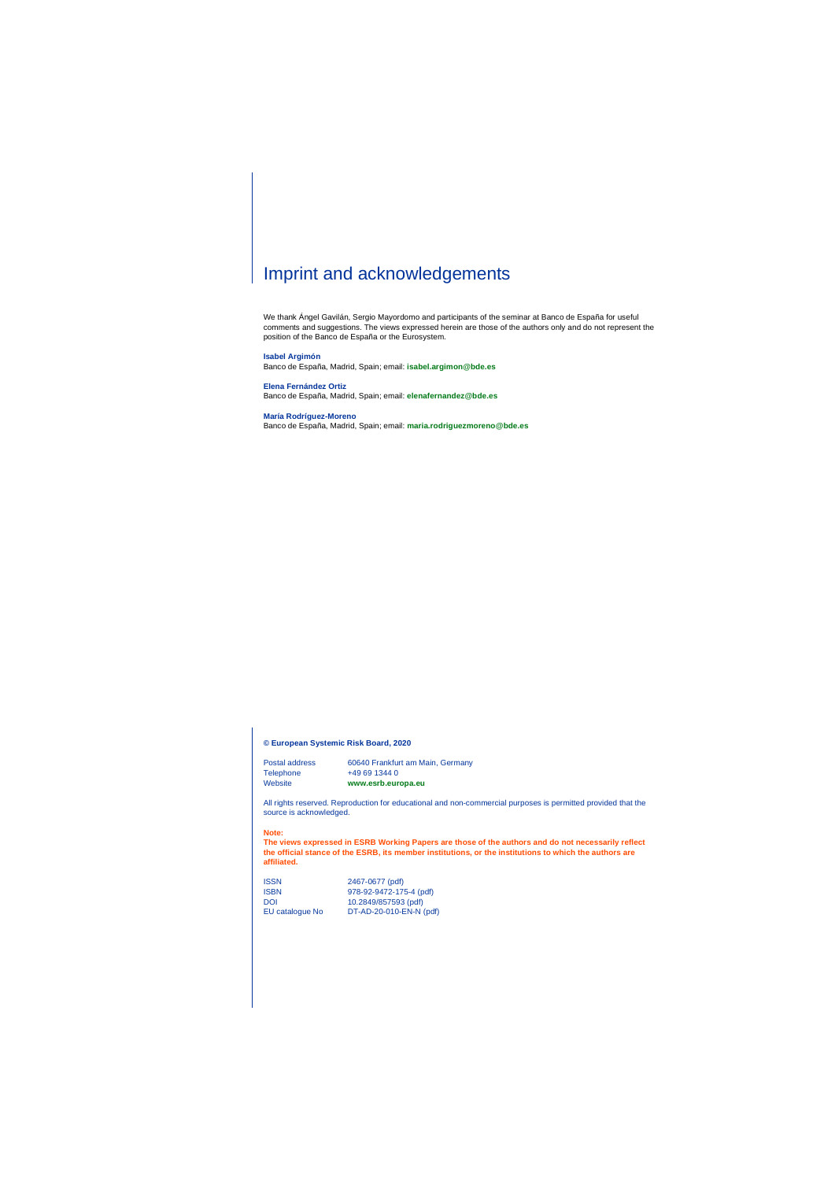# Imprint and acknowledgements

We thank Ángel Gavilán, Sergio Mayordomo and participants of the seminar at Banco de España for useful comments and suggestions. The views expressed herein are those of the authors only and do not represent the position of the Banco de España or the Eurosystem.

**Isabel Argimón**
Banco de España, Madrid, Spain; email: **isabel.argimon@bde.es**

**Elena Fernández Ortiz**
Banco de España, Madrid, Spain; email: **elenafernandez@bde.es**

**María Rodríguez-Moreno**
Banco de España, Madrid, Spain; email: **maria.rodriguezmoreno@bde.es**

**© European Systemic Risk Board, 2020**

| | |
|---|---|
| Postal address | 60640 Frankfurt am Main, Germany |
| Telephone | +49 69 1344 0 |
| Website | **www.esrb.europa.eu** |

All rights reserved. Reproduction for educational and non-commercial purposes is permitted provided that the source is acknowledged.

**Note:**
**The views expressed in ESRB Working Papers are those of the authors and do not necessarily reflect the official stance of the ESRB, its member institutions, or the institutions to which the authors are affiliated.**

| | |
|---|---|
| ISSN | 2467-0677 (pdf) |
| ISBN | 978-92-9472-175-4 (pdf) |
| DOI | 10.2849/857593 (pdf) |
| EU catalogue No | DT-AD-20-010-EN-N (pdf) |